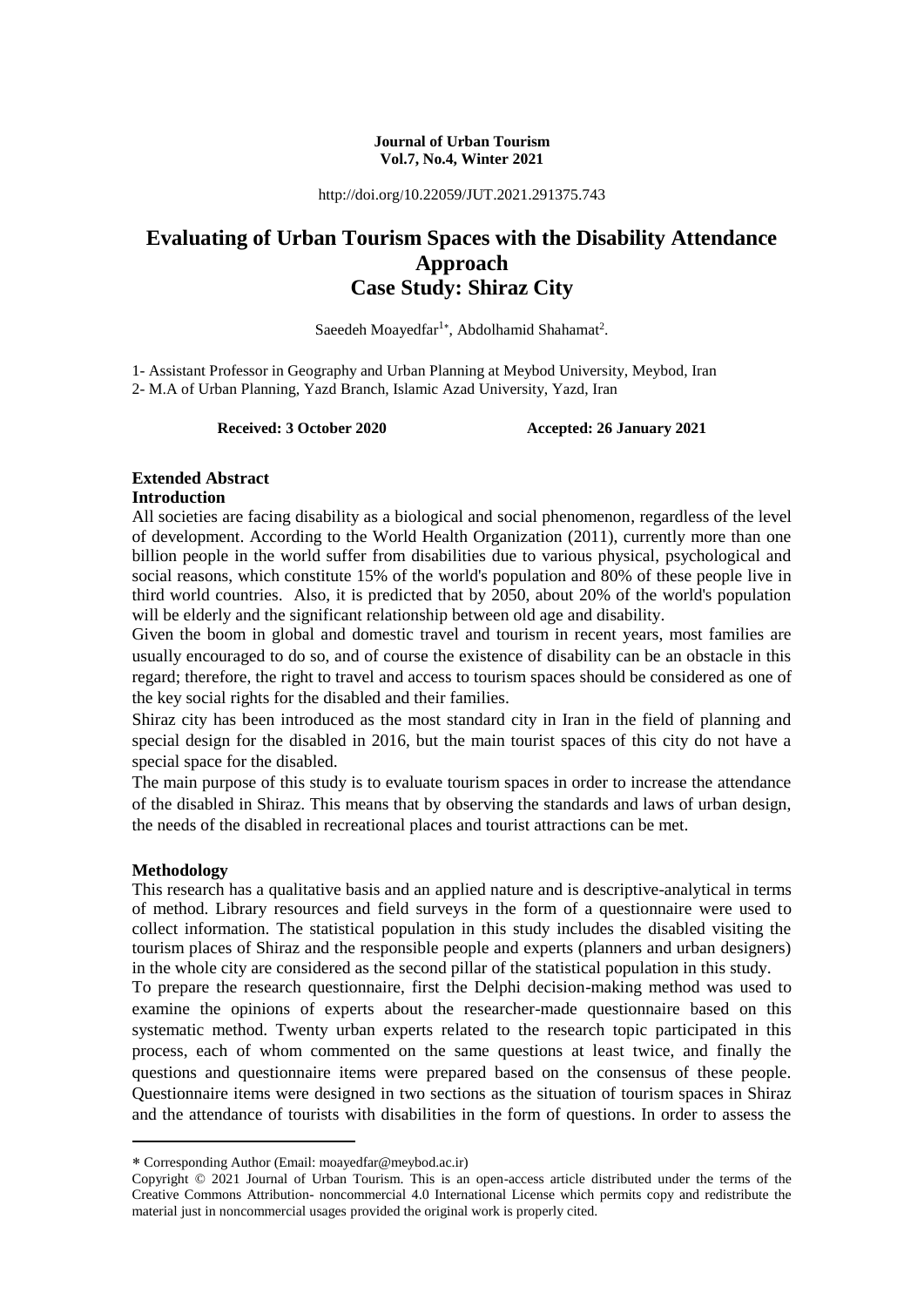**Journal of Urban Tourism**
**Vol.7, No.4, Winter 2021**

http://doi.org/10.22059/JUT.2021.291375.743

# Evaluating of Urban Tourism Spaces with the Disability Attendance Approach
# Case Study: Shiraz City

Saeedeh Moayedfar[1*], Abdolhamid Shahamat[2].

1- Assistant Professor in Geography and Urban Planning at Meybod University, Meybod, Iran
2- M.A of Urban Planning, Yazd Branch, Islamic Azad University, Yazd, Iran

**Received: 3 October 2020** **Accepted: 26 January 2021**

## Extended Abstract

### Introduction

All societies are facing disability as a biological and social phenomenon, regardless of the level of development. According to the World Health Organization (2011), currently more than one billion people in the world suffer from disabilities due to various physical, psychological and social reasons, which constitute 15% of the world's population and 80% of these people live in third world countries. Also, it is predicted that by 2050, about 20% of the world's population will be elderly and the significant relationship between old age and disability.

Given the boom in global and domestic travel and tourism in recent years, most families are usually encouraged to do so, and of course the existence of disability can be an obstacle in this regard; therefore, the right to travel and access to tourism spaces should be considered as one of the key social rights for the disabled and their families.

Shiraz city has been introduced as the most standard city in Iran in the field of planning and special design for the disabled in 2016, but the main tourist spaces of this city do not have a special space for the disabled.

The main purpose of this study is to evaluate tourism spaces in order to increase the attendance of the disabled in Shiraz. This means that by observing the standards and laws of urban design, the needs of the disabled in recreational places and tourist attractions can be met.

### Methodology

This research has a qualitative basis and an applied nature and is descriptive-analytical in terms of method. Library resources and field surveys in the form of a questionnaire were used to collect information. The statistical population in this study includes the disabled visiting the tourism places of Shiraz and the responsible people and experts (planners and urban designers) in the whole city are considered as the second pillar of the statistical population in this study.

To prepare the research questionnaire, first the Delphi decision-making method was used to examine the opinions of experts about the researcher-made questionnaire based on this systematic method. Twenty urban experts related to the research topic participated in this process, each of whom commented on the same questions at least twice, and finally the questions and questionnaire items were prepared based on the consensus of these people. Questionnaire items were designed in two sections as the situation of tourism spaces in Shiraz and the attendance of tourists with disabilities in the form of questions. In order to assess the

---

* Corresponding Author (Email: moayedfar@meybod.ac.ir)

Copyright © 2021 Journal of Urban Tourism. This is an open-access article distributed under the terms of the Creative Commons Attribution- noncommercial 4.0 International License which permits copy and redistribute the material just in noncommercial usages provided the original work is properly cited.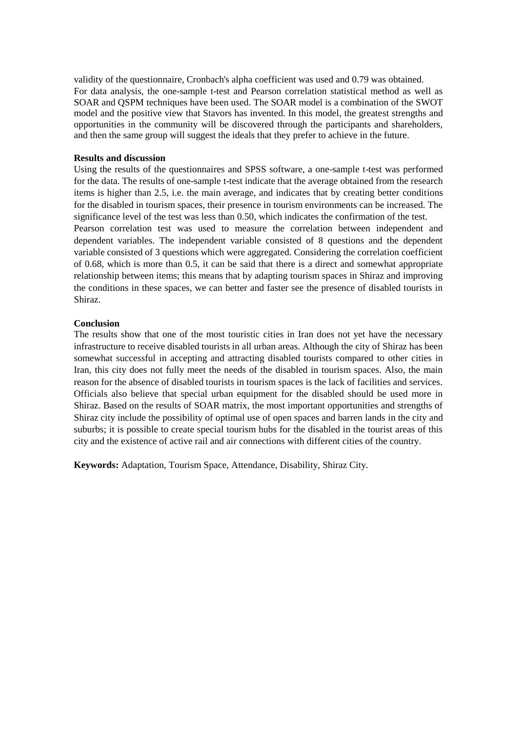validity of the questionnaire, Cronbach's alpha coefficient was used and 0.79 was obtained. For data analysis, the one-sample t-test and Pearson correlation statistical method as well as SOAR and QSPM techniques have been used. The SOAR model is a combination of the SWOT model and the positive view that Stavors has invented. In this model, the greatest strengths and opportunities in the community will be discovered through the participants and shareholders, and then the same group will suggest the ideals that they prefer to achieve in the future.

**Results and discussion**

Using the results of the questionnaires and SPSS software, a one-sample t-test was performed for the data. The results of one-sample t-test indicate that the average obtained from the research items is higher than 2.5, i.e. the main average, and indicates that by creating better conditions for the disabled in tourism spaces, their presence in tourism environments can be increased. The significance level of the test was less than 0.50, which indicates the confirmation of the test. Pearson correlation test was used to measure the correlation between independent and dependent variables. The independent variable consisted of 8 questions and the dependent variable consisted of 3 questions which were aggregated. Considering the correlation coefficient of 0.68, which is more than 0.5, it can be said that there is a direct and somewhat appropriate relationship between items; this means that by adapting tourism spaces in Shiraz and improving the conditions in these spaces, we can better and faster see the presence of disabled tourists in Shiraz.

**Conclusion**

The results show that one of the most touristic cities in Iran does not yet have the necessary infrastructure to receive disabled tourists in all urban areas. Although the city of Shiraz has been somewhat successful in accepting and attracting disabled tourists compared to other cities in Iran, this city does not fully meet the needs of the disabled in tourism spaces. Also, the main reason for the absence of disabled tourists in tourism spaces is the lack of facilities and services. Officials also believe that special urban equipment for the disabled should be used more in Shiraz. Based on the results of SOAR matrix, the most important opportunities and strengths of Shiraz city include the possibility of optimal use of open spaces and barren lands in the city and suburbs; it is possible to create special tourism hubs for the disabled in the tourist areas of this city and the existence of active rail and air connections with different cities of the country.

**Keywords:** Adaptation, Tourism Space, Attendance, Disability, Shiraz City.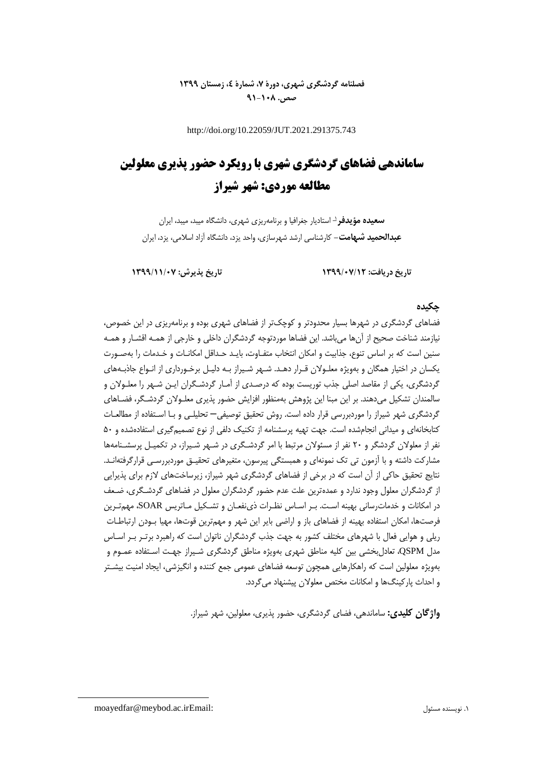http://doi.org/10.22059/JUT.2021.291375.743

# ساماندهی فضاهای گردشگری شهری با رویکرد حضور پذیری معلولین مطالعه موردی: شهر شیراز

**سعیده مؤیدفر**[1]- استادیار جغرافیا و برنامه‌ریزی شهری، دانشگاه میبد، میبد، ایران

**عبدالحمید شهامت**- کارشناسی ارشد شهرسازی، واحد یزد، دانشگاه آزاد اسلامی، یزد، ایران

**تاریخ دریافت: ۱۳۹۹/۰۷/۱۲** **تاریخ پذیرش: ۱۳۹۹/۱۱/۰۷**

## چکیده

فضاهای گردشگری در شهرها بسیار محدودتر و کوچک‌تر از فضاهای شهری بوده و برنامه‌ریزی در این خصوص، نیازمند شناخت صحیح از آن‌ها می‌باشد. این فضاها موردتوجه گردشگران داخلی و خارجی از همه اقشار و همه سنین است که بر اساس تنوع، جذابیت و امکان انتخاب متفاوت، باید حداقل امکانات و خدمات را به‌صورت یکسان در اختیار همگان و به‌ویژه معلولان قرار دهد. شهر شیراز به دلیل برخورداری از انواع جاذبه‌های گردشگری، یکی از مقاصد اصلی جذب توریست بوده که درصدی از آمار گردشگران این شهر را معلولان و سالمندان تشکیل می‌دهند. بر این مبنا این پژوهش به‌منظور افزایش حضور پذیری معلولان گردشگر، فضاهای گردشگری شهر شیراز را موردبررسی قرار داده است. روش تحقیق توصیفی- تحلیلی و با استفاده از مطالعات کتابخانه‌ای و میدانی انجام‌شده است. جهت تهیه پرسشنامه از تکنیک دلفی از نوع تصمیم‌گیری استفاده‌شده و ۵۰ نفر از معلولان گردشگر و ۲۰ نفر از مسئولان مرتبط با امر گردشگری در شهر شیراز، در تکمیل پرسشنامه‌ها مشارکت داشته و با آزمون تی تک نمونه‌ای و همبستگی پیرسون، متغیرهای تحقیق موردبررسی قرارگرفته‌اند. نتایج تحقیق حاکی از آن است که در برخی از فضاهای گردشگری شهر شیراز، زیرساخت‌های لازم برای پذیرایی از گردشگران معلول وجود ندارد و عمده‌ترین علت عدم حضور گردشگران معلول در فضاهای گردشگری، ضعف در امکانات و خدمات‌رسانی بهینه است. بر اساس نظرات ذی‌نفعان و تشکیل ماتریس SOAR، مهم‌ترین فرصت‌ها، امکان استفاده بهینه از فضاهای باز و اراضی بایر این شهر و مهم‌ترین قوت‌ها، مهیا بودن ارتباطات ریلی و هوایی فعال با شهرهای مختلف کشور به جهت جذب گردشگران ناتوان است که راهبرد برتر بر اساس مدل QSPM، تعادل‌بخشی بین کلیه مناطق شهری به‌ویژه مناطق گردشگری شیراز جهت استفاده عموم و به‌ویژه معلولین است که راهکارهایی همچون توسعه فضاهای عمومی جمع کننده و انگیزشی، ایجاد امنیت بیشتر و احداث پارکینگ‌ها و امکانات مختص معلولان پیشنهاد می‌گردد.

**واژگان کلیدی:** ساماندهی، فضای گردشگری، حضور پذیری، معلولین، شهر شیراز.

---

[1] ۱. نویسنده مسئول Email: moayedfar@meybod.ac.ir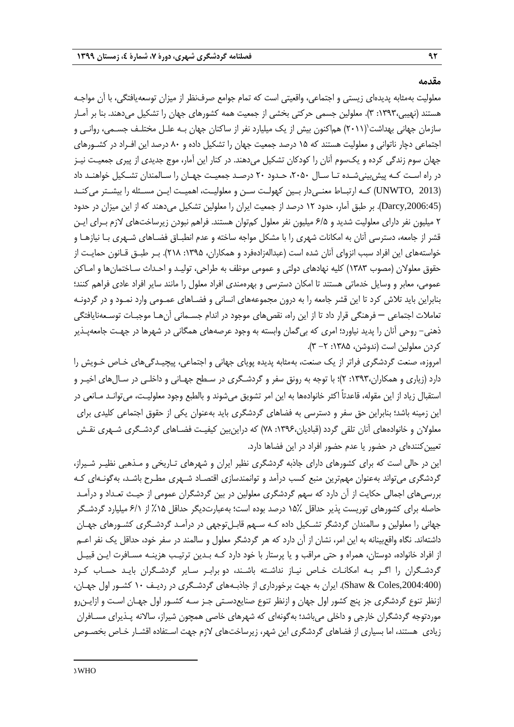## مقدمه

معلولیت به‌مثابه پدیده‌ای زیستی و اجتماعی، واقعیتی است که تمام جوامع صرف‌نظر از میزان توسعه‌یافتگی، با آن مواجه هستند (نهیبی،۱۳۹۳: ۳). معلولین جسمی حرکتی بخشی از جمعیت همه کشورهای جهان را تشکیل می‌دهند. بنا بر آمار سازمان جهانی بهداشت[1](۲۰۱۱) هم‌اکنون بیش از یک میلیارد نفر از ساکنان جهان بـه علـل مختلـف جسـمی، روانـی و اجتماعی دچار ناتوانی و معلولیت هستند که ۱۵ درصد جمعیت جهان را تشکیل داده و ۸۰ درصد این افـراد در کشـورهای جهان سوم زندگی کرده و یک‌سوم آنان را کودکان تشکیل می‌دهند. در کنار این آمار، موج جدیدی از پیری جمعیـت نیـز در راه اسـت کـه پیش‌بینی‌شـده تـا سـال ۲۰۵۰، حـدود ۲۰ درصـد جمعیـت جهـان را سـالمندان تشـکیل خواهنـد داد (UNWTO, 2013) کـه ارتبـاط معنـی‌دار بـین کهولـت سـن و معلولیـت، اهمیـت ایـن مسـئله را بیشـتر می‌کنـد (Darcy,2006:45). بر طبق آمار، حدود ۱۲ درصد از جمعیت ایران را معلولین تشکیل می‌دهند که از این میزان در حدود ۲ میلیون نفر دارای معلولیت شدید و ۶/۵ میلیون نفر معلول کم‌توان هستند. فراهم نبودن زیرساخت‌های لازم بـرای ایـن قشر از جامعه، دسترسی آنان به امکانات شهری را با مشکل مواجه ساخته و عدم انطبـاق فضـاهای شـهری بـا نیازهـا و خواسته‌های این افراد سبب انزوای آنان شده است (عبداله‌زاده‌فرد و همکاران، ۱۳۹۵: ۲۱۸). بـر طبـق قـانون حمایـت از حقوق معلولان (مصوب ۱۳۸۳) کلیه نهادهای دولتی و عمومی موظف به طراحی، تولیـد و احـداث سـاختمان‌ها و امـاکن عمومی، معابر و وسایل خدماتی هستند تا امکان دسترسی و بهره‌مندی افراد معلول را مانند سایر افراد عادی فراهم کنند؛ بنابراین باید تلاش کرد تا این قشر جامعه را به درون مجموعه‌های انسانی و فضـاهای عمـومی وارد نمـود و در گردونـه تعاملات اجتماعی – فرهنگی قرار داد تا از این راه، نقص‌های موجود در اندام جسـمانی آن‌هـا موجبـات توسـعه‌نایافتگی ذهنی- روحی آنان را پدید نیاورد؛ امری که بی‌گمان وابسته به وجود عرصه‌های همگانی در شهرها در جهـت جامعه‌پـذیر کردن معلولین است (ندوشن، ۱۳۸۵: ۲- ۳).

امروزه، صنعت گردشگری فراتر از یک صنعت، به‌مثابه پدیده پویای جهانی و اجتماعی، پیچیـدگی‌های خـاص خـویش را دارد (زیاری و همکاران،۱۳۹۳: ۲)؛ با توجه به رونق سفر و گردشـگری در سـطح جهـانی و داخلـی در سـال‌های اخیـر و استقبال زیاد از این مقوله، قاعدتاً اکثر خانواده‌ها به این امر تشویق می‌شوند و بالطبع وجود معلولیـت، می‌توانـد مـانعی در این زمینه باشد؛ بنابراین حق سفر و دسترسی به فضاهای گردشگری باید به‌عنوان یکی از حقوق اجتماعی کلیدی برای معلولان و خانواده‌های آنان تلقی گردد (قبادیان،۱۳۹۶: ۷۸) که دراین‌بین کیفیـت فضـاهای گردشـگری شـهری نقـش تعیین‌کننده‌ای در حضور یا عدم حضور افراد در این فضاها دارد.

این در حالی است که برای کشورهای دارای جاذبه گردشگری نظیر ایران و شهرهای تـاریخی و مـذهبی نظیـر شـیراز، گردشگری می‌تواند به‌عنوان مهم‌ترین منبع کسب درآمد و توانمندسازی اقتصـاد شـهری مطـرح باشـد، به‌گونـه‌ای کـه بررسی‌های اجمالی حکایت از آن دارد که سهم گردشگری معلولین در بین گردشگران عمومی از حیـث تعـداد و درآمـد حاصله برای کشورهای توریست پذیر حداقل ۱۵٪ درصد بوده است؛ به‌عبارت‌دیگر حداقل ۱۵٪ از ۶/۱ میلیارد گردشـگر جهانی را معلولین و سالمندان گردشگر تشـکیل داده کـه سـهم قابـل‌توجهی در درآمـد گردشـگری کشـورهای جهـان داشته‌اند. نگاه واقع‌بینانه به این امر، نشان از آن دارد که هر گردشگر معلول و سالمند در سفر خود، حداقل یک نفر اعـم از افراد خانواده، دوستان، همراه و حتی مراقب و یا پرستار با خود دارد کـه بـدین ترتیـب هزینـه مسـافرت ایـن قبیـل گردشـگران را اگـر بـه امکانـات خـاص نیـاز نداشـته باشـند، دو برابـر سـایر گردشـگران بایـد حسـاب کـرد (Shaw & Coles,2004:400). ایران به جهت برخورداری از جاذبـه‌های گردشـگری در ردیـف ۱۰ کشـور اول جهـان، ازنظر تنوع گردشگری جز پنج کشور اول جهان و ازنظر تنوع صنایع‌دسـتی جـز سـه کشـور اول جهـان اسـت و ازایـن‌رو موردتوجه گردشگران خارجی و داخلی می‌باشد؛ به‌گونه‌ای که شهرهای خاصی همچون شیراز، سالانه پـذیرای مسـافران زیادی هستند، اما بسیاری از فضاهای گردشگری این شهر، زیرساخت‌های لازم جهت اسـتفاده اقشـار خـاص بخصـوص

---

[1] WHO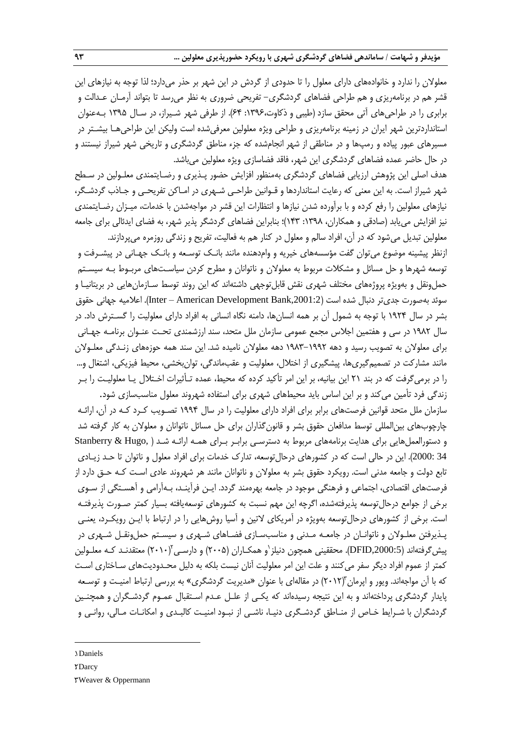معلولان را ندارد و خانواده‌های دارای معلول را تا حدودی از گردش در این شهر بر حذر می‌دارد؛ لذا توجه به نیازهای این قشر هم در برنامه‌ریزی و هم طراحی فضاهای گردشگری- تفریحی ضروری به نظر می‌رسد تا بتواند آرمان عدالت و برابری را در طراحی‌های آتی محقق سازد (طیبی و ذکاوت،۱۳۹۶: ۶۴). از طرفی شهر شیراز، در سال ۱۳۹۵ به‌عنوان استانداردترین شهر ایران در زمینه برنامه‌ریزی و طراحی ویژه معلولین معرفی‌شده است ولیکن این طراحی‌ها بیشتر در مسیرهای عبور پیاده و رمپ‌ها و در مناطقی از شهر انجام‌شده که جزء مناطق گردشگری و تاریخی شهر شیراز نیستند و در حال حاضر عمده فضاهای گردشگری این شهر، فاقد فضاسازی ویژه معلولین می‌باشد.

هدف اصلی این پژوهش ارزیابی فضاهای گردشگری به‌منظور افزایش حضور پذیری و رضایتمندی معلولین در سطح شهر شیراز است. به این معنی که رعایت استانداردها و قوانین طراحی شهری در اماکن تفریحی و جاذب گردشگر، نیازهای معلولین را رفع کرده و با برآورده شدن نیازها و انتظارات این قشر در مواجه‌شدن با خدمات، میزان رضایتمندی نیز افزایش می‌یابد (صادقی و همکاران، ۱۳۹۸: ۱۴۳)؛ بنابراین فضاهای گردشگر پذیر شهر، به فضای ایدئالی برای جامعه معلولین تبدیل می‌شود که در آن، افراد سالم و معلول در کنار هم به فعالیت، تفریح و زندگی روزمره می‌پردازند.

ازنظر پیشینه موضوع می‌توان گفت مؤسسه‌های خیریه و وام‌دهنده مانند بانک توسعه و بانک جهانی در پیشرفت و توسعه شهرها و حل مسائل و مشکلات مربوط به معلولان و ناتوانان و مطرح کردن سیاست‌های مربوط به سیستم حمل‌ونقل و به‌ویژه پروژه‌های مختلف شهری نقش قابل‌توجهی داشته‌اند که این روند توسط سازمان‌هایی در بریتانیا و سوئد به‌صورت جدی‌تر دنبال شده است (Inter – American Development Bank,2001:2). اعلامیه جهانی حقوق بشر در سال ۱۹۲۴ با توجه به شمول آن بر همه انسان‌ها، دامنه نگاه انسانی به افراد دارای معلولیت را گسترش داد. در سال ۱۹۸۲ در سی و هفتمین اجلاس مجمع عمومی سازمان ملل متحد، سند ارزشمندی تحت عنوان برنامه جهانی برای معلولان به تصویب رسید و دهه ۱۹۹۲-۱۹۸۳ دهه معلولان نامیده شد. این سند همه حوزه‌های زندگی معلولان مانند مشارکت در تصمیم‌گیری‌ها، پیشگیری از اختلال، معلولیت و عقب‌ماندگی، توان‌بخشی، محیط فیزیکی، اشتغال و... را در برمی‌گرفت که در بند ۲۱ این بیانیه، بر این امر تأکید کرده که محیط، عمده تأثیرات اختلال یا معلولیت را بر زندگی فرد تأمین می‌کند و بر این اساس باید محیط‌های شهری برای استفاده شهروند معلول مناسب‌سازی شود.

سازمان ملل متحد قوانین فرصت‌های برابر برای افراد دارای معلولیت را در سال ۱۹۹۴ تصویب کرد که در آن، ارائه چارچوب‌های بین‌المللی توسط مدافعان حقوق بشر و قانون‌گذاران برای حل مسائل ناتوانان و معلولان به کار گرفته شد و دستورالعمل‌هایی برای هدایت برنامه‌های مربوط به دسترسی برابر برای همه ارائه شد (Stanberry & Hugo, 2000: 34). این در حالی است که در کشورهای درحال‌توسعه، تدارک خدمات برای افراد معلول و ناتوان تا حد زیادی تابع دولت و جامعه مدنی است. رویکرد حقوق بشر به معلولان و ناتوانان مانند هر شهروند عادی است که حق دارد از فرصت‌های اقتصادی، اجتماعی و فرهنگی موجود در جامعه بهره‌مند گردد. این فرآیند، به‌آرامی و آهستگی از سوی برخی از جوامع درحال‌توسعه پذیرفته‌شده، اگرچه این مهم نسبت به کشورهای توسعه‌یافته بسیار کمتر صورت پذیرفته است. برخی از کشورهای درحال‌توسعه به‌ویژه در آمریکای لاتین و آسیا روش‌هایی را در ارتباط با این رویکرد، یعنی پذیرفتن معلولان و ناتوانان در جامعه مدنی و مناسب‌سازی فضاهای شهری و سیستم حمل‌ونقل شهری در پیش‌گرفته‌اند (DFID,2000:5). محققینی همچون دنیلز[1] و همکاران (۲۰۰۵) و دارسی[2] (۲۰۱۰) معتقدند که معلولین کمتر از عموم افراد دیگر سفر می‌کنند و علت این امر معلولیت آنان نیست بلکه به دلیل محدودیت‌های ساختاری است که با آن مواجه‌اند. ویور و اپرمان[3] (۲۰۱۲) در مقاله‌ای با عنوان «مدیریت گردشگری» به بررسی ارتباط امنیت و توسعه پایدار گردشگری پرداخته‌اند و به این نتیجه رسیده‌اند که یکی از علل عدم استقبال عموم گردشگران و همچنین گردشگران با شرایط خاص از مناطق گردشگری دنیا، ناشی از نبود امنیت کالبدی و امکانات مالی، روانی و

---

[1] Daniels

[2] Darcy

[3] Weaver & Oppermann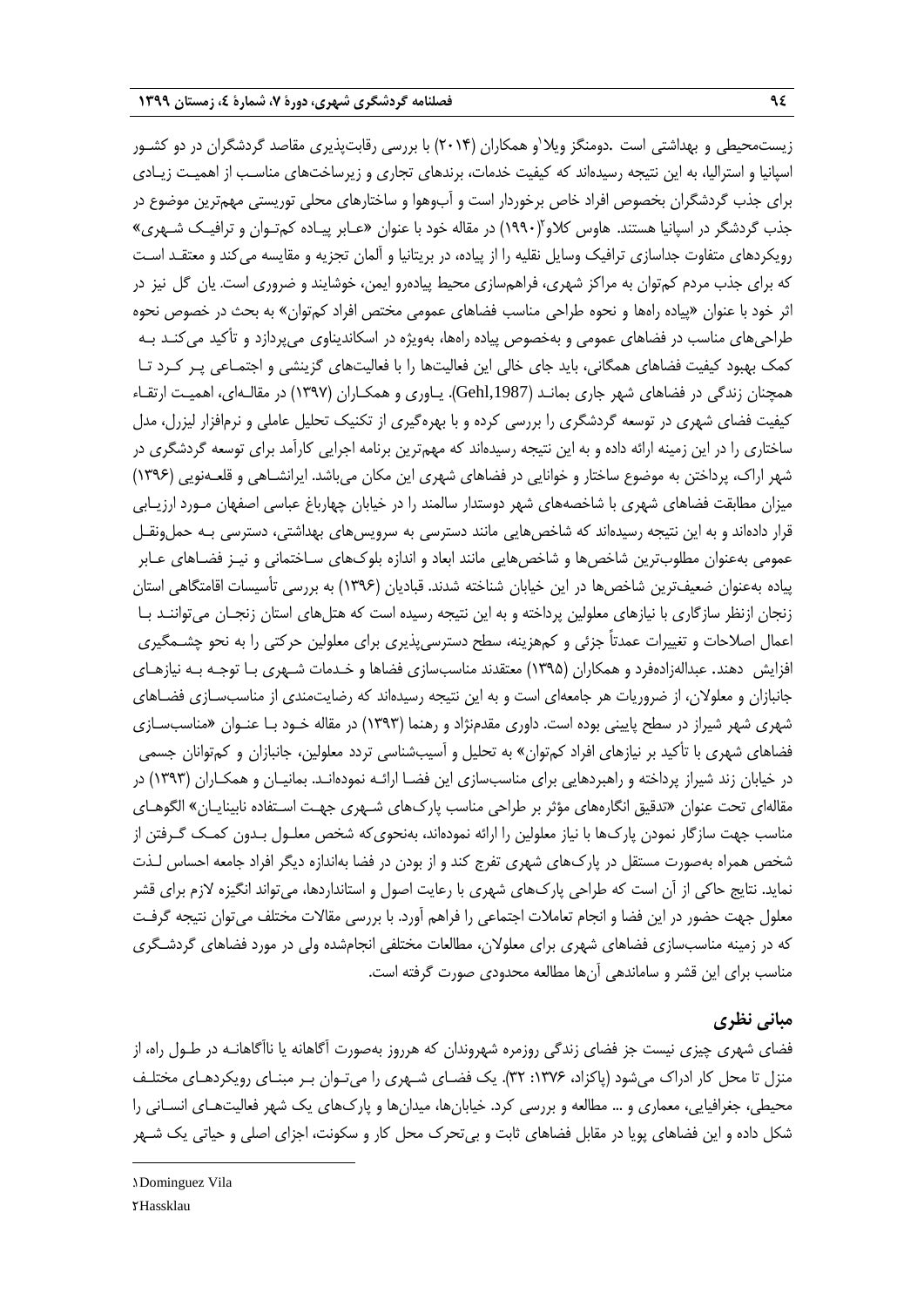زیست‌محیطی و بهداشتی است .دومنگز ویلا[1]و همکاران (۲۰۱۴) با بررسی رقابت‌پذیری مقاصد گردشگران در دو کشور اسپانیا و استرالیا، به این نتیجه رسیده‌اند که کیفیت خدمات، برندهای تجاری و زیرساخت‌های مناسب از اهمیت زیادی برای جذب گردشگران بخصوص افراد خاص برخوردار است و آب‌وهوا و ساختارهای محلی توریستی مهم‌ترین موضوع در جذب گردشگر در اسپانیا هستند. هاوس کلاو[2](۱۹۹۰) در مقاله خود با عنوان «عابر پیاده کم‌توان و ترافیک شهری» رویکردهای متفاوت جداسازی ترافیک وسایل نقلیه را از پیاده، در بریتانیا و آلمان تجزیه و مقایسه می‌کند و معتقد است که برای جذب مردم کم‌توان به مراکز شهری، فراهم‌سازی محیط پیاده‌رو ایمن، خوشایند و ضروری است. یان گل نیز در اثر خود با عنوان «پیاده راه‌ها و نحوه طراحی مناسب فضاهای عمومی مختص افراد کم‌توان» به بحث در خصوص نحوه طراحی‌های مناسب در فضاهای عمومی و به‌خصوص پیاده راه‌ها، به‌ویژه در اسکاندیناوی می‌پردازد و تأکید می‌کند به کمک بهبود کیفیت فضاهای همگانی، باید جای خالی این فعالیت‌ها را با فعالیت‌های گزینشی و اجتماعی پر کرد تا همچنان زندگی در فضاهای شهر جاری بماند (Gehl,1987). یاوری و همکاران (۱۳۹۷) در مقاله‌ای، اهمیت ارتقاء کیفیت فضای شهری در توسعه گردشگری را بررسی کرده و با بهره‌گیری از تکنیک تحلیل عاملی و نرم‌افزار لیزرل، مدل ساختاری را در این زمینه ارائه داده و به این نتیجه رسیده‌اند که مهم‌ترین برنامه اجرایی کارآمد برای توسعه گردشگری در شهر اراک، پرداختن به موضوع ساختار و خوانایی در فضاهای شهری این مکان می‌باشد. ایرانشاهی و قلعه‌نویی (۱۳۹۶) میزان مطابقت فضاهای شهری با شاخصه‌های شهر دوستدار سالمند را در خیابان چهارباغ عباسی اصفهان مورد ارزیابی قرار داده‌اند و به این نتیجه رسیده‌اند که شاخص‌هایی مانند دسترسی به سرویس‌های بهداشتی، دسترسی به حمل‌ونقل عمومی به‌عنوان مطلوب‌ترین شاخص‌ها و شاخص‌هایی مانند ابعاد و اندازه بلوک‌های ساختمانی و نیز فضاهای عابر پیاده به‌عنوان ضعیف‌ترین شاخص‌ها در این خیابان شناخته شدند. قبادیان (۱۳۹۶) به بررسی تأسیسات اقامتگاهی استان زنجان ازنظر سازگاری با نیازهای معلولین پرداخته و به این نتیجه رسیده است که هتل‌های استان زنجان می‌توانند با اعمال اصلاحات و تغییرات عمدتاً جزئی و کم‌هزینه، سطح دسترسی‌پذیری برای معلولین حرکتی را به نحو چشمگیری افزایش دهند. عبداله‌زاده‌فرد و همکاران (۱۳۹۵) معتقدند مناسب‌سازی فضاها و خدمات شهری با توجه به نیازهای جانبازان و معلولان، از ضروریات هر جامعه‌ای است و به این نتیجه رسیده‌اند که رضایت‌مندی از مناسب‌سازی فضاهای شهری شهر شیراز در سطح پایینی بوده است. داوری مقدم‌نژاد و رهنما (۱۳۹۳) در مقاله خود با عنوان «مناسب‌سازی فضاهای شهری با تأکید بر نیازهای افراد کم‌توان» به تحلیل و آسیب‌شناسی تردد معلولین، جانبازان و کم‌توانان جسمی در خیابان زند شیراز پرداخته و راهبردهایی برای مناسب‌سازی این فضا ارائه نموده‌اند. بمانیان و همکاران (۱۳۹۳) در مقاله‌ای تحت عنوان «تدقیق انگاره‌های مؤثر بر طراحی مناسب پارک‌های شهری جهت استفاده نابینایان» الگوهای مناسب جهت سازگار نمودن پارک‌ها با نیاز معلولین را ارائه نموده‌اند، به‌نحوی‌که شخص معلول بدون کمک گرفتن از شخص همراه به‌صورت مستقل در پارک‌های شهری تفرج کند و از بودن در فضا به‌اندازه دیگر افراد جامعه احساس لذت نماید. نتایج حاکی از آن است که طراحی پارک‌های شهری با رعایت اصول و استانداردها، می‌تواند انگیزه لازم برای قشر معلول جهت حضور در این فضا و انجام تعاملات اجتماعی را فراهم آورد. با بررسی مقالات مختلف می‌توان نتیجه گرفت که در زمینه مناسب‌سازی فضاهای شهری برای معلولان، مطالعات مختلفی انجام‌شده ولی در مورد فضاهای گردشگری مناسب برای این قشر و ساماندهی آن‌ها مطالعه محدودی صورت گرفته است.

## مبانی نظری

فضای شهری چیزی نیست جز فضای زندگی روزمره شهروندان که هرروز به‌صورت آگاهانه یا ناآگاهانه در طول راه، از منزل تا محل کار ادراک می‌شود (پاکزاد، ۱۳۷۶: ۳۲). یک فضای شهری را می‌توان بر مبنای رویکردهای مختلف محیطی، جغرافیایی، معماری و ... مطالعه و بررسی کرد. خیابان‌ها، میدان‌ها و پارک‌های یک شهر فعالیت‌های انسانی را شکل داده و این فضاهای پویا در مقابل فضاهای ثابت و بی‌تحرک محل کار و سکونت، اجزای اصلی و حیاتی یک شهر

---

[1] Dominguez Vila

[2] Hassklau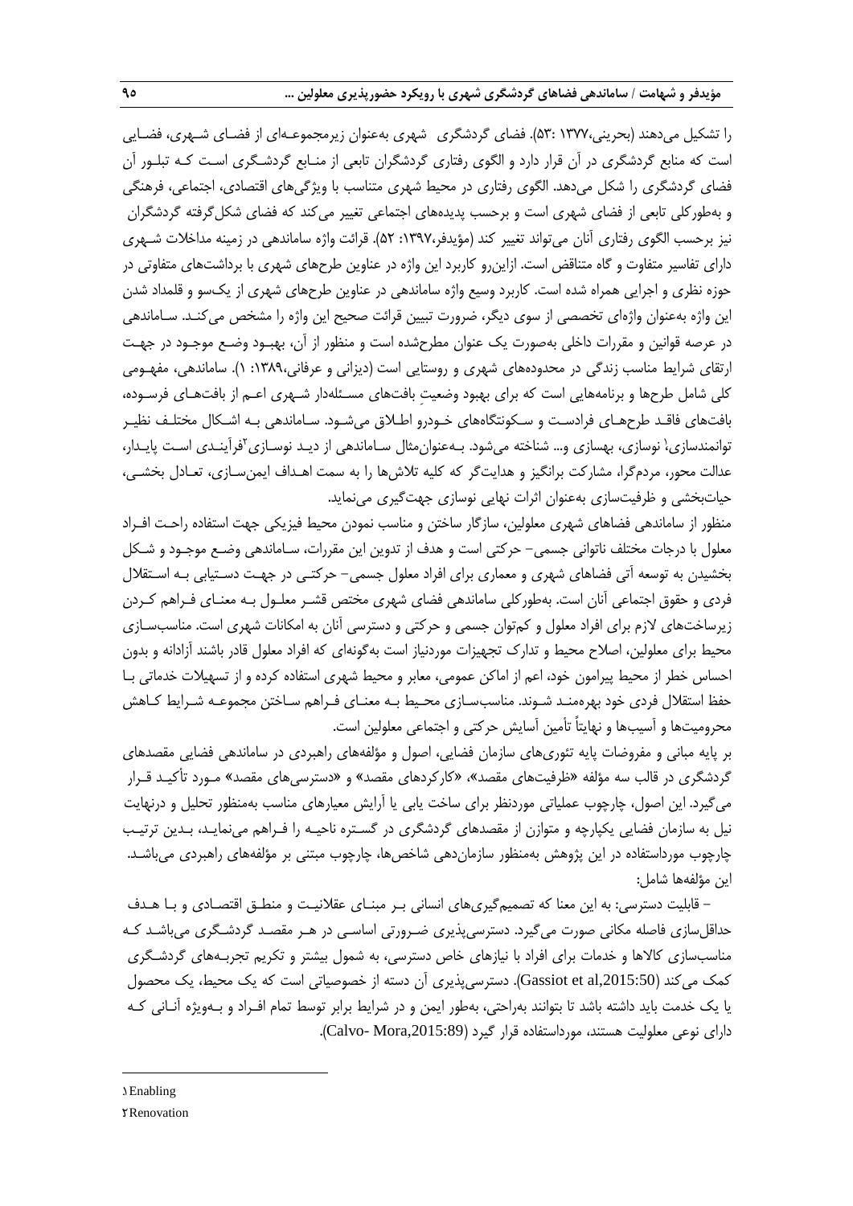را تشکیل می‌دهند (بحرینی،۱۳۷۷ :۵۳). فضای گردشگری شهری به‌عنوان زیرمجموعه‌ای از فضای شهری، فضایی است که منابع گردشگری در آن قرار دارد و الگوی رفتاری گردشگران تابعی از منابع گردشگری است که تبلور آن فضای گردشگری را شکل می‌دهد. الگوی رفتاری در محیط شهری متناسب با ویژگی‌های اقتصادی، اجتماعی، فرهنگی و به‌طورکلی تابعی از فضای شهری است و برحسب پدیده‌های اجتماعی تغییر می‌کند که فضای شکل‌گرفته گردشگران نیز برحسب الگوی رفتاری آنان می‌تواند تغییر کند (مؤیدفر،۱۳۹۷: ۵۲). قرائت واژه ساماندهی در زمینه مداخلات شهری دارای تفاسیر متفاوت و گاه متناقض است. ازاین‌رو کاربرد این واژه در عناوین طرح‌های شهری با برداشت‌های متفاوتی در حوزه نظری و اجرایی همراه شده است. کاربرد وسیع واژه ساماندهی در عناوین طرح‌های شهری از یک‌سو و قلمداد شدن این واژه به‌عنوان واژه‌ای تخصصی از سوی دیگر، ضرورت تبیین قرائت صحیح این واژه را مشخص می‌کند. ساماندهی در عرصه قوانین و مقررات داخلی به‌صورت یک عنوان مطرح‌شده است و منظور از آن، بهبود وضع موجود در جهت ارتقای شرایط مناسب زندگی در محدوده‌های شهری و روستایی است (دیزانی و عرفانی،۱۳۸۹: ۱). ساماندهی، مفهومی کلی شامل طرح‌ها و برنامه‌هایی است که برای بهبود وضعیتِ بافت‌های مسئله‌دار شهری اعم از بافت‌های فرسوده، بافت‌های فاقد طرح‌های فرادست و سکونتگاه‌های خودرو اطلاق می‌شود. ساماندهی به اشکال مختلف نظیر توانمندسازی[1]، نوسازی، بهسازی و... شناخته می‌شود. به‌عنوان‌مثال ساماندهی از دید نوسازی[2] فرآیندی است پایدار، عدالت محور، مردم‌گرا، مشارکت برانگیز و هدایت‌گر که کلیه تلاش‌ها را به سمت اهداف ایمن‌سازی، تعادل بخشی، حیات‌بخشی و ظرفیت‌سازی به‌عنوان اثرات نهایی نوسازی جهت‌گیری می‌نماید.

منظور از ساماندهی فضاهای شهری معلولین، سازگار ساختن و مناسب نمودن محیط فیزیکی جهت استفاده راحت افراد معلول با درجات مختلف ناتوانی جسمی- حرکتی است و هدف از تدوین این مقررات، ساماندهی وضع موجود و شکل بخشیدن به توسعه آتی فضاهای شهری و معماری برای افراد معلول جسمی- حرکتی در جهت دستیابی به استقلال فردی و حقوق اجتماعی آنان است. به‌طورکلی ساماندهی فضای شهری مختص قشر معلول به معنای فراهم کردن زیرساخت‌های لازم برای افراد معلول و کم‌توان جسمی و حرکتی و دسترسی آنان به امکانات شهری است. مناسب‌سازی محیط برای معلولین، اصلاح محیط و تدارک تجهیزات موردنیاز است به‌گونه‌ای که افراد معلول قادر باشند آزادانه و بدون احساس خطر از محیط پیرامون خود، اعم از اماکن عمومی، معابر و محیط شهری استفاده کرده و از تسهیلات خدماتی با حفظ استقلال فردی خود بهره‌مند شوند. مناسب‌سازی محیط به معنای فراهم ساختن مجموعه شرایط کاهش محرومیت‌ها و آسیب‌ها و نهایتاً تأمین آسایش حرکتی و اجتماعی معلولین است.

بر پایه مبانی و مفروضات پایه تئوری‌های سازمان فضایی، اصول و مؤلفه‌های راهبردی در ساماندهی فضایی مقصدهای گردشگری در قالب سه مؤلفه «ظرفیت‌های مقصد»، «کارکردهای مقصد» و «دسترسی‌های مقصد» مورد تأکید قرار می‌گیرد. این اصول، چارچوب عملیاتی موردنظر برای ساخت یابی یا آرایش معیارهای مناسب به‌منظور تحلیل و درنهایت نیل به سازمان فضایی یکپارچه و متوازن از مقصدهای گردشگری در گستره ناحیه را فراهم می‌نماید، بدین ترتیب چارچوب مورداستفاده در این پژوهش به‌منظور سازمان‌دهی شاخص‌ها، چارچوب مبتنی بر مؤلفه‌های راهبردی می‌باشد. این مؤلفه‌ها شامل:

– قابلیت دسترسی: به این معنا که تصمیم‌گیری‌های انسانی بر مبنای عقلانیت و منطق اقتصادی و با هدف حداقل‌سازی فاصله مکانی صورت می‌گیرد. دسترسی‌پذیری ضرورتی اساسی در هر مقصد گردشگری می‌باشد که مناسب‌سازی کالاها و خدمات برای افراد با نیازهای خاص دسترسی، به شمول بیشتر و تکریم تجربه‌های گردشگری کمک می‌کند (Gassiot et al,2015:50). دسترسی‌پذیری آن دسته از خصوصیاتی است که یک محیط، یک محصول یا یک خدمت باید داشته باشد تا بتوانند به‌راحتی، به‌طور ایمن و در شرایط برابر توسط تمام افراد و به‌ویژه آنانی که دارای نوعی معلولیت هستند، مورداستفاده قرار گیرد (Calvo- Mora,2015:89).

---

[1] Enabling

[2] Renovation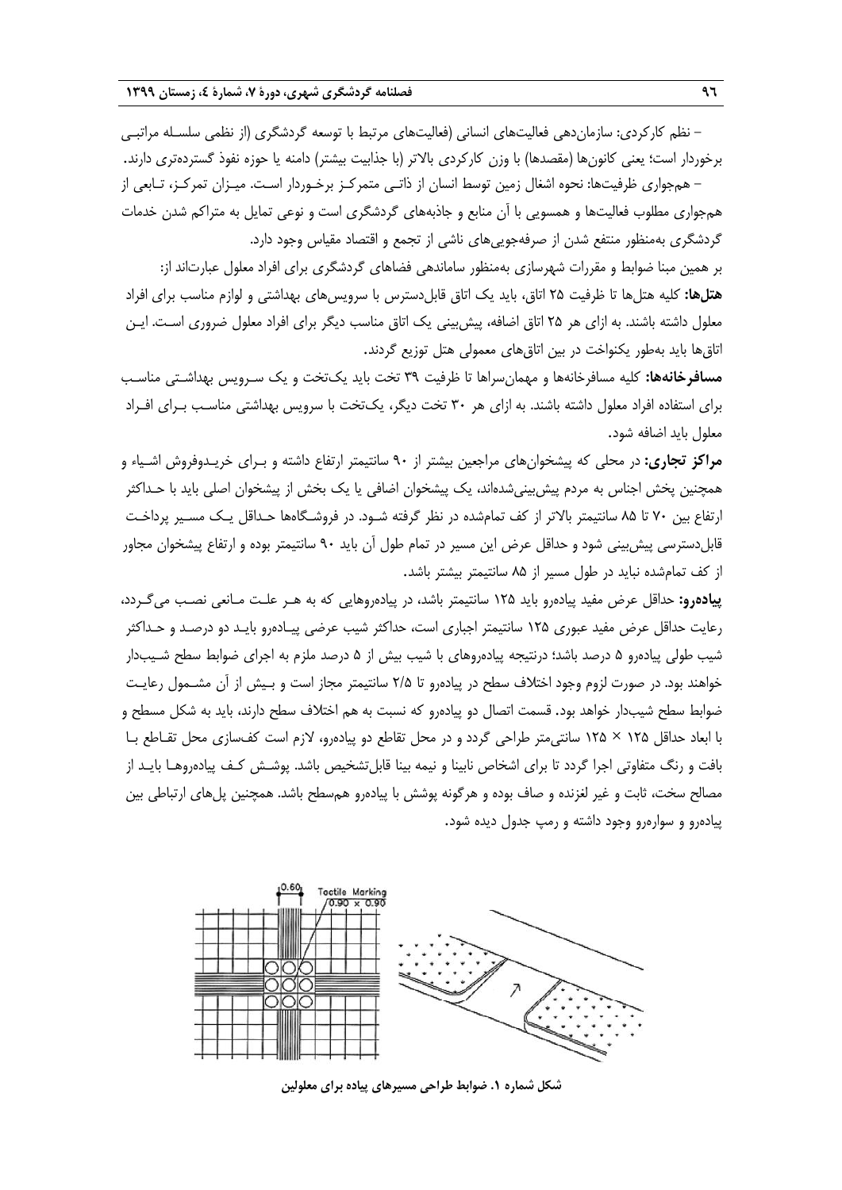– نظم کارکردی: سازمان‌دهی فعالیت‌های انسانی (فعالیت‌های مرتبط با توسعه گردشگری (از نظمی سلسله مراتبی برخوردار است؛ یعنی کانون‌ها (مقصدها) با وزن کارکردی بالاتر (با جذابیت بیشتر) دامنه یا حوزه نفوذ گسترده‌تری دارند.

– هم‌جواری ظرفیت‌ها: نحوه اشغال زمین توسط انسان از ذاتی متمرکز برخوردار است. میزان تمرکز، تابعی از هم‌جواری مطلوب فعالیت‌ها و همسویی با آن منابع و جاذبه‌های گردشگری است و نوعی تمایل به متراکم شدن خدمات گردشگری به‌منظور منتفع شدن از صرفه‌جویی‌های ناشی از تجمع و اقتصاد مقیاس وجود دارد.

بر همین مبنا ضوابط و مقررات شهرسازی به‌منظور ساماندهی فضاهای گردشگری برای افراد معلول عبارت‌اند از:

**هتل‌ها:** کلیه هتل‌ها تا ظرفیت ۲۵ اتاق، باید یک اتاق قابل‌دسترس با سرویس‌های بهداشتی و لوازم مناسب برای افراد معلول داشته باشند. به ازای هر ۲۵ اتاق اضافه، پیش‌بینی یک اتاق مناسب دیگر برای افراد معلول ضروری است. این اتاق‌ها باید به‌طور یکنواخت در بین اتاق‌های معمولی هتل توزیع گردند.

**مسافرخانه‌ها:** کلیه مسافرخانه‌ها و مهمان‌سراها تا ظرفیت ۳۹ تخت باید یک‌تخت و یک سرویس بهداشتی مناسب برای استفاده افراد معلول داشته باشند. به ازای هر ۳۰ تخت دیگر، یک‌تخت با سرویس بهداشتی مناسب برای افراد معلول باید اضافه شود.

**مراکز تجاری:** در محلی که پیشخوان‌های مراجعین بیشتر از ۹۰ سانتیمتر ارتفاع داشته و برای خریدوفروش اشیاء و همچنین پخش اجناس به مردم پیش‌بینی‌شده‌اند، یک پیشخوان اضافی یا یک بخش از پیشخوان اصلی باید با حداکثر ارتفاع بین ۷۰ تا ۸۵ سانتیمتر بالاتر از کف تمام‌شده در نظر گرفته شود. در فروشگاه‌ها حداقل یک مسیر پرداخت قابل‌دسترسی پیش‌بینی شود و حداقل عرض این مسیر در تمام طول آن باید ۹۰ سانتیمتر بوده و ارتفاع پیشخوان مجاور از کف تمام‌شده نباید در طول مسیر بیشتر از ۸۵ سانتیمتر بیشتر باشد.

**پیاده‌رو:** حداقل عرض مفید پیاده‌رو باید ۱۲۵ سانتیمتر باشد، در پیاده‌روهایی که به هر علت مانعی نصب می‌گردد، رعایت حداقل عرض مفید عبوری ۱۲۵ سانتیمتر اجباری است، حداکثر شیب عرضی پیاده‌رو باید دو درصد و حداکثر شیب طولی پیاده‌رو ۵ درصد باشد؛ درنتیجه پیاده‌روهای با شیب بیش از ۵ درصد ملزم به اجرای ضوابط سطح شیب‌دار خواهند بود. در صورت لزوم وجود اختلاف سطح در پیاده‌رو تا ۲/۵ سانتیمتر مجاز است و بیش از آن مشمول رعایت ضوابط سطح شیب‌دار خواهد بود. قسمت اتصال دو پیاده‌رو که نسبت به هم اختلاف سطح دارند، باید به شکل مسطح و با ابعاد حداقل ۱۲۵ × ۱۲۵ سانتی‌متر طراحی گردد و در محل تقاطع دو پیاده‌رو، لازم است کف‌سازی محل تقاطع با بافت و رنگ متفاوتی اجرا گردد تا برای اشخاص نابینا و نیمه بینا قابل‌تشخیص باشد. پوشش کف پیاده‌روها باید از مصالح سخت، ثابت و غیر لغزنده و صاف بوده و هرگونه پوشش با پیاده‌رو هم‌سطح باشد. همچنین پل‌های ارتباطی بین پیاده‌رو و سواره‌رو وجود داشته و رمپ جدول دیده شود.

**شکل شماره ۱. ضوابط طراحی مسیرهای پیاده برای معلولین**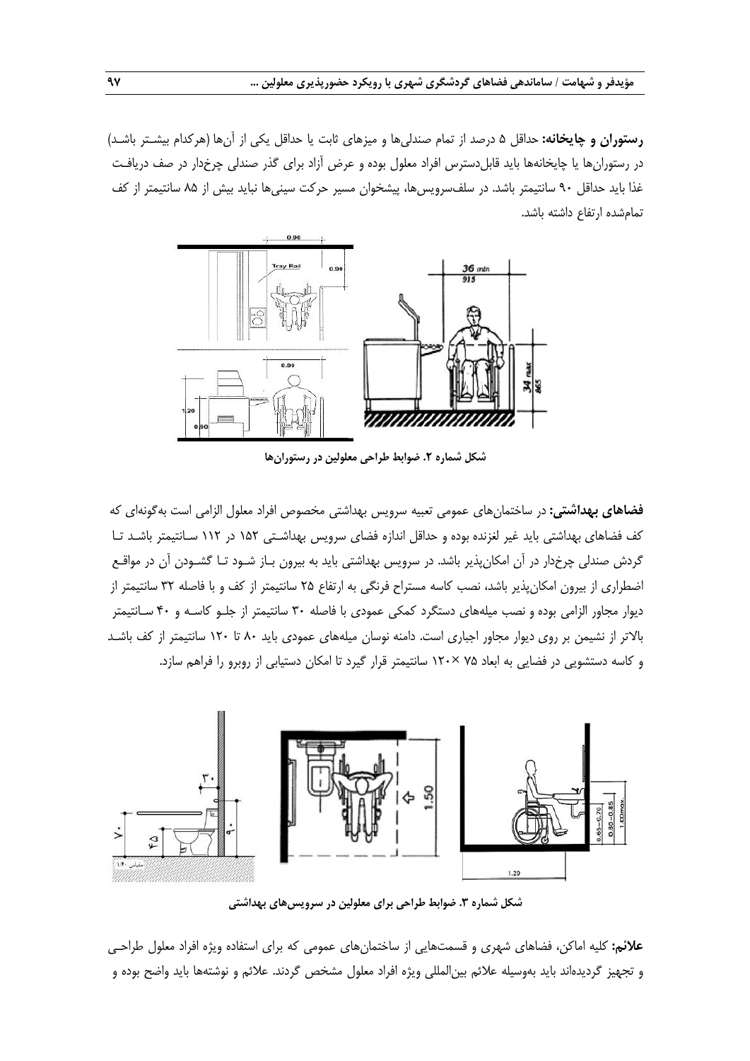**رستوران و چایخانه:** حداقل ۵ درصد از تمام صندلی‌ها و میزهای ثابت یا حداقل یکی از آن‌ها (هرکدام بیشتر باشد) در رستوران‌ها یا چایخانه‌ها باید قابل‌دسترس افراد معلول بوده و عرض آزاد برای گذر صندلی چرخدار در صف دریافت غذا باید حداقل ۹۰ سانتیمتر باشد. در سلف‌سرویس‌ها، پیشخوان مسیر حرکت سینی‌ها نباید بیش از ۸۵ سانتیمتر از کف تمام‌شده ارتفاع داشته باشد.

**شکل شماره ۲. ضوابط طراحی معلولین در رستوران‌ها**

**فضاهای بهداشتی:** در ساختمان‌های عمومی تعبیه سرویس بهداشتی مخصوص افراد معلول الزامی است به‌گونه‌ای که کف فضاهای بهداشتی باید غیر لغزنده بوده و حداقل اندازه فضای سرویس بهداشتی ۱۵۲ در ۱۱۲ سانتیمتر باشد تا گردش صندلی چرخدار در آن امکان‌پذیر باشد. در سرویس بهداشتی باید به بیرون باز شود تا گشودن آن در مواقع اضطراری از بیرون امکان‌پذیر باشد، نصب کاسه مستراح فرنگی به ارتفاع ۲۵ سانتیمتر از کف و با فاصله ۳۲ سانتیمتر از دیوار مجاور الزامی بوده و نصب میله‌های دستگرد کمکی عمودی با فاصله ۳۰ سانتیمتر از جلو کاسه و ۴۰ سانتیمتر بالاتر از نشیمن بر روی دیوار مجاور اجباری است. دامنه نوسان میله‌های عمودی باید ۸۰ تا ۱۲۰ سانتیمتر از کف باشد و کاسه دستشویی در فضایی به ابعاد ۷۵ × ۱۲۰ سانتیمتر قرار گیرد تا امکان دستیابی از روبرو را فراهم سازد.

**شکل شماره ۳. ضوابط طراحی برای معلولین در سرویس‌های بهداشتی**

**علائم:** کلیه اماکن، فضاهای شهری و قسمت‌هایی از ساختمان‌های عمومی که برای استفاده ویژه افراد معلول طراحی و تجهیز گردیده‌اند باید به‌وسیله علائم بین‌المللی ویژه افراد معلول مشخص گردند. علائم و نوشته‌ها باید واضح بوده و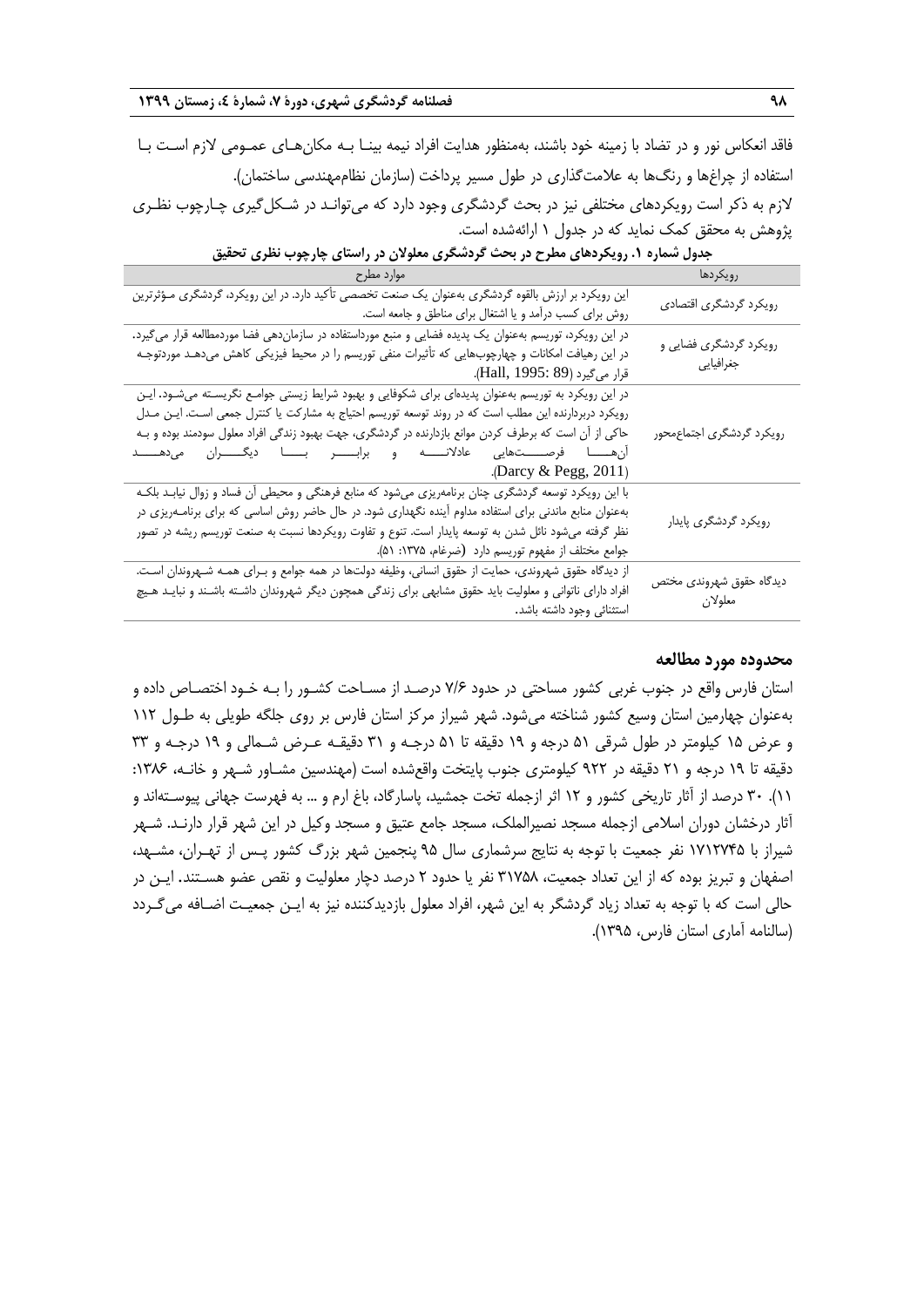فاقد انعکاس نور و در تضاد با زمینه خود باشند، به‌منظور هدایت افراد نیمه بینا به مکان‌های عمومی لازم است با استفاده از چراغ‌ها و رنگ‌ها به علامت‌گذاری در طول مسیر پرداخت (سازمان نظام‌مهندسی ساختمان).

لازم به ذکر است رویکردهای مختلفی نیز در بحث گردشگری وجود دارد که می‌توانند در شکل‌گیری چارچوب نظری پژوهش به محقق کمک نماید که در جدول ۱ ارائه‌شده است.

**جدول شماره ۱. رویکردهای مطرح در بحث گردشگری معلولان در راستای چارچوب نظری تحقیق**

| رویکردها | موارد مطرح |
|---|---|
| رویکرد گردشگری اقتصادی | این رویکرد بر ارزش بالقوه گردشگری به‌عنوان یک صنعت تخصصی تأکید دارد. در این رویکرد، گردشگری مؤثرترین روش برای کسب درآمد و یا اشتغال برای مناطق و جامعه است. |
| رویکرد گردشگری فضایی و جغرافیایی | در این رویکرد، توریسم به‌عنوان یک پدیده فضایی و منبع مورداستفاده در سازمان‌دهی فضا موردمطالعه قرار می‌گیرد. در این رهیافت امکانات و چهارچوب‌هایی که تأثیرات منفی توریسم را در محیط فیزیکی کاهش می‌دهد موردتوجه قرار می‌گیرد (Hall, 1995: 89). |
| رویکرد گردشگری اجتماع‌محور | در این رویکرد به توریسم به‌عنوان پدیده‌ای برای شکوفایی و بهبود شرایط زیستی جوامع نگریسته می‌شود. این رویکرد دربردارنده این مطلب است که در روند توسعه توریسم احتیاج به مشارکت یا کنترل جمعی است. این مدل حاکی از آن است که برطرف کردن موانع بازدارنده در گردشگری، جهت بهبود زندگی افراد معلول سودمند بوده و به آن‌ها فرصت‌هایی عادلانه و برابر با دیگران می‌دهد (Darcy & Pegg, 2011). |
| رویکرد گردشگری پایدار | با این رویکرد توسعه گردشگری چنان برنامه‌ریزی می‌شود که منابع فرهنگی و محیطی آن فساد و زوال نیابد بلکه به‌عنوان منابع ماندنی برای استفاده مداوم آینده نگهداری شود. در حال حاضر روش اساسی که برای برنامه‌ریزی در نظر گرفته می‌شود نائل شدن به توسعه پایدار است. تنوع و تفاوت رویکردها نسبت به صنعت توریسم ریشه در تصور جوامع مختلف از مفهوم توریسم دارد (ضرغام، ۱۳۷۵: ۵۱). |
| دیدگاه حقوق شهروندی مختص معلولان | از دیدگاه حقوق شهروندی، حمایت از حقوق انسانی، وظیفه دولت‌ها در همه جوامع و برای همه شهروندان است. افراد دارای ناتوانی و معلولیت باید حقوق مشابهی برای زندگی همچون دیگر شهروندان داشته باشند و نباید هیچ استثنائی وجود داشته باشد. |

## محدوده مورد مطالعه

استان فارس واقع در جنوب غربی کشور مساحتی در حدود ۷/۶ درصد از مساحت کشور را به خود اختصاص داده و به‌عنوان چهارمین استان وسیع کشور شناخته می‌شود. شهر شیراز مرکز استان فارس بر روی جلگه طویلی به طول ۱۱۲ و عرض ۱۵ کیلومتر در طول شرقی ۵۱ درجه و ۱۹ دقیقه تا ۵۱ درجه و ۳۱ دقیقه عرض شمالی و ۱۹ درجه و ۳۳ دقیقه تا ۱۹ درجه و ۲۱ دقیقه در ۹۲۲ کیلومتری جنوب پایتخت واقع‌شده است (مهندسین مشاور شهر و خانه، ۱۳۸۶: ۱۱). ۳۰ درصد از آثار تاریخی کشور و ۱۲ اثر ازجمله تخت جمشید، پاسارگاد، باغ ارم و ... به فهرست جهانی پیوسته‌اند و آثار درخشان دوران اسلامی ازجمله مسجد نصیرالملک، مسجد جامع عتیق و مسجد وکیل در این شهر قرار دارند. شهر شیراز با ۱۷۱۲۷۴۵ نفر جمعیت با توجه به نتایج سرشماری سال ۹۵ پنجمین شهر بزرگ کشور پس از تهران، مشهد، اصفهان و تبریز بوده که از این تعداد جمعیت، ۳۱۷۵۸ نفر یا حدود ۲ درصد دچار معلولیت و نقص عضو هستند. این در حالی است که با توجه به تعداد زیاد گردشگر به این شهر، افراد معلول بازدیدکننده نیز به این جمعیت اضافه می‌گردد (سالنامه آماری استان فارس، ۱۳۹۵).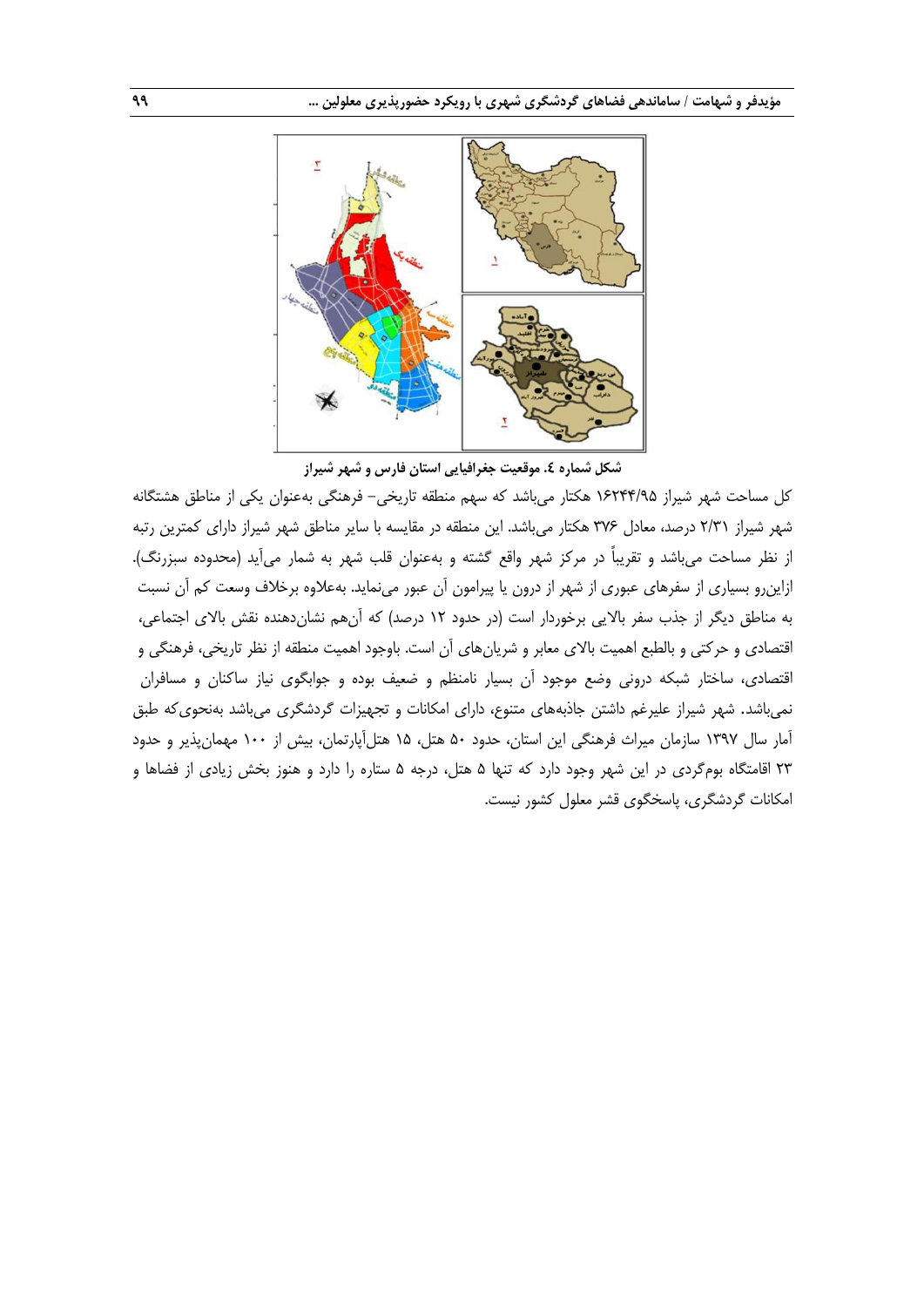شکل شماره ٤. موقعیت جغرافیایی استان فارس و شهر شیراز

کل مساحت شهر شیراز ۱۶۲۴۴/۹۵ هکتار می‌باشد که سهم منطقه تاریخی– فرهنگی به‌عنوان یکی از مناطق هشتگانه شهر شیراز ۲/۳۱ درصد، معادل ۳۷۶ هکتار می‌باشد. این منطقه در مقایسه با سایر مناطق شهر شیراز دارای کمترین رتبه از نظر مساحت می‌باشد و تقریباً در مرکز شهر واقع گشته و به‌عنوان قلب شهر به شمار می‌آید (محدوده سبزرنگ). ازاین‌رو بسیاری از سفرهای عبوری از شهر از درون یا پیرامون آن عبور می‌نماید. به‌علاوه برخلاف وسعت کم آن نسبت به مناطق دیگر از جذب سفر بالایی برخوردار است (در حدود ۱۲ درصد) که آن‌هم نشان‌دهنده نقش بالای اجتماعی، اقتصادی و حرکتی و بالطبع اهمیت بالای معابر و شریان‌های آن است. باوجود اهمیت منطقه از نظر تاریخی، فرهنگی و اقتصادی، ساختار شبکه درونی وضع موجود آن بسیار نامنظم و ضعیف بوده و جوابگوی نیاز ساکنان و مسافران نمی‌باشد. شهر شیراز علیرغم داشتن جاذبه‌های متنوع، دارای امکانات و تجهیزات گردشگری می‌باشد به‌نحوی‌که طبق آمار سال ۱۳۹۷ سازمان میراث فرهنگی این استان، حدود ۵۰ هتل، ۱۵ هتل‌آپارتمان، بیش از ۱۰۰ مهمان‌پذیر و حدود ۲۳ اقامتگاه بوم‌گردی در این شهر وجود دارد که تنها ۵ هتل، درجه ۵ ستاره را دارد و هنوز بخش زیادی از فضاها و امکانات گردشگری، پاسخگوی قشر معلول کشور نیست.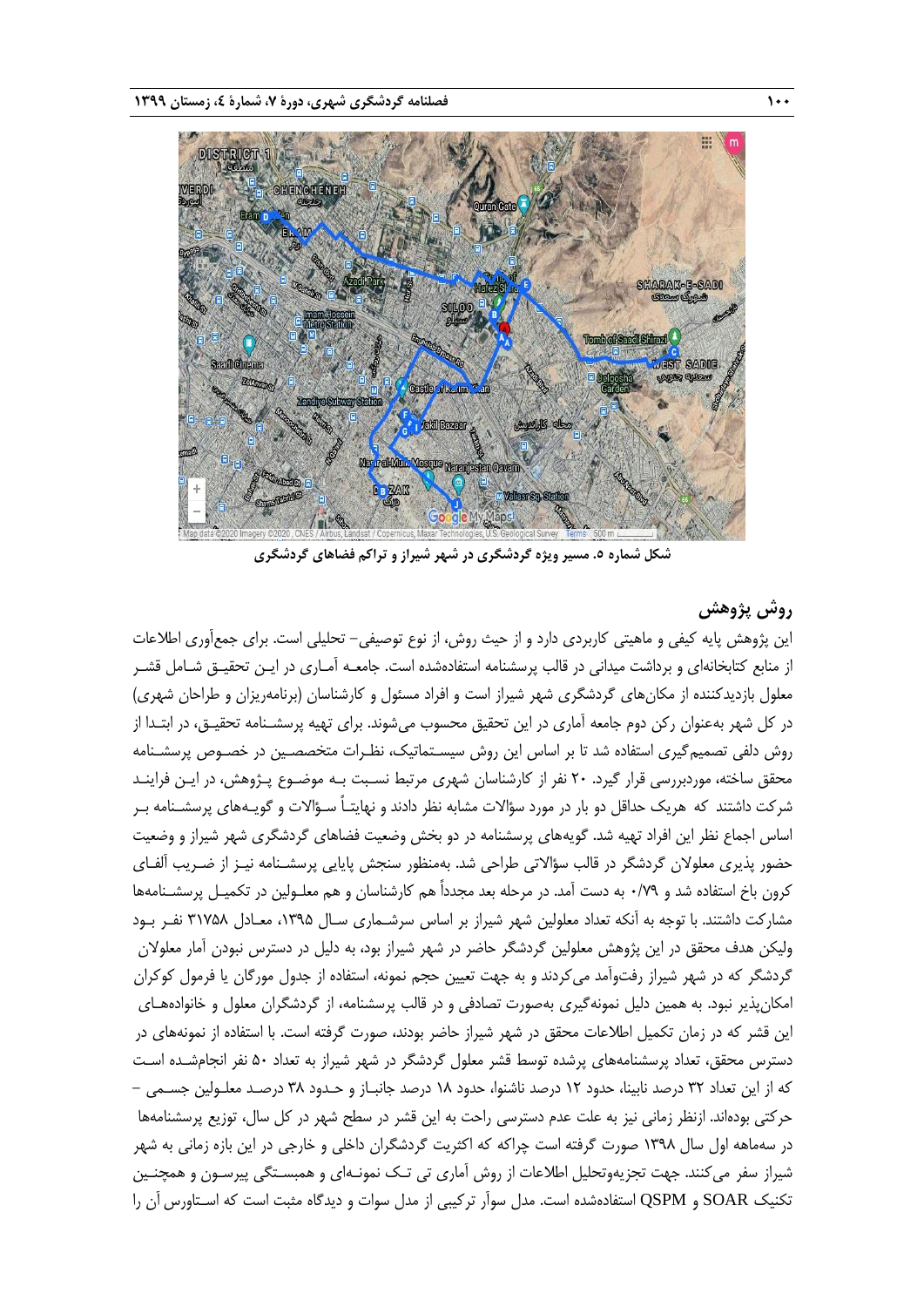شکل شماره ۵. مسیر ویژه گردشگری در شهر شیراز و تراکم فضاهای گردشگری

## روش پژوهش

این پژوهش پایه کیفی و ماهیتی کاربردی دارد و از حیث روش، از نوع توصیفی- تحلیلی است. برای جمع‌آوری اطلاعات از منابع کتابخانه‌ای و برداشت میدانی در قالب پرسشنامه استفاده‌شده است. جامعه آماری در این تحقیق شامل قشر معلول بازدیدکننده از مکان‌های گردشگری شهر شیراز است و افراد مسئول و کارشناسان (برنامه‌ریزان و طراحان شهری) در کل شهر به‌عنوان رکن دوم جامعه آماری در این تحقیق محسوب می‌شوند. برای تهیه پرسشنامه تحقیق، در ابتدا از روش دلفی تصمیم‌گیری استفاده شد تا بر اساس این روش سیستماتیک، نظرات متخصصین در خصوص پرسشنامه محقق ساخته، موردبررسی قرار گیرد. ۲۰ نفر از کارشناسان شهری مرتبط نسبت به موضوع پژوهش، در این فرایند شرکت داشتند که هریک حداقل دو بار در مورد سؤالات مشابه نظر دادند و نهایتاً سؤالات و گویه‌های پرسشنامه بر اساس اجماع نظر این افراد تهیه شد. گویه‌های پرسشنامه در دو بخش وضعیت فضاهای گردشگری شهر شیراز و وضعیت حضور پذیری معلولان گردشگر در قالب سؤالاتی طراحی شد. به‌منظور سنجش پایایی پرسشنامه نیز از ضریب آلفای کرون باخ استفاده شد و ۰/۷۹ به دست آمد. در مرحله بعد مجدداً هم کارشناسان و هم معلولین در تکمیل پرسشنامه‌ها مشارکت داشتند. با توجه به آنکه تعداد معلولین شهر شیراز بر اساس سرشماری سال ۱۳۹۵، معادل ۳۱۷۵۸ نفر بود ولیکن هدف محقق در این پژوهش معلولین گردشگر حاضر در شهر شیراز بود، به دلیل در دسترس نبودن آمار معلولان گردشگر که در شهر شیراز رفت‌وآمد می‌کردند و به جهت تعیین حجم نمونه، استفاده از جدول مورگان یا فرمول کوکران امکان‌پذیر نبود. به همین دلیل نمونه‌گیری به‌صورت تصادفی و در قالب پرسشنامه، از گردشگران معلول و خانواده‌های این قشر که در زمان تکمیل اطلاعات محقق در شهر شیراز حاضر بودند، صورت گرفته است. با استفاده از نمونه‌های در دسترس محقق، تعداد پرسشنامه‌های پرشده توسط قشر معلول گردشگر در شهر شیراز به تعداد ۵۰ نفر انجام‌شده است که از این تعداد ۳۲ درصد نابینا، حدود ۱۲ درصد ناشنوا، حدود ۱۸ درصد جانباز و حدود ۳۸ درصد معلولین جسمی – حرکتی بوده‌اند. ازنظر زمانی نیز به علت عدم دسترسی راحت به این قشر در سطح شهر در کل سال، توزیع پرسشنامه‌ها در سه‌ماهه اول سال ۱۳۹۸ صورت گرفته است چراکه که اکثریت گردشگران داخلی و خارجی در این بازه زمانی به شهر شیراز سفر می‌کنند. جهت تجزیه‌وتحلیل اطلاعات از روش آماری تی تک نمونه‌ای و همبستگی پیرسون و همچنین تکنیک SOAR و QSPM استفاده‌شده است. مدل سوآر ترکیبی از مدل سوات و دیدگاه مثبت است که استاورس آن را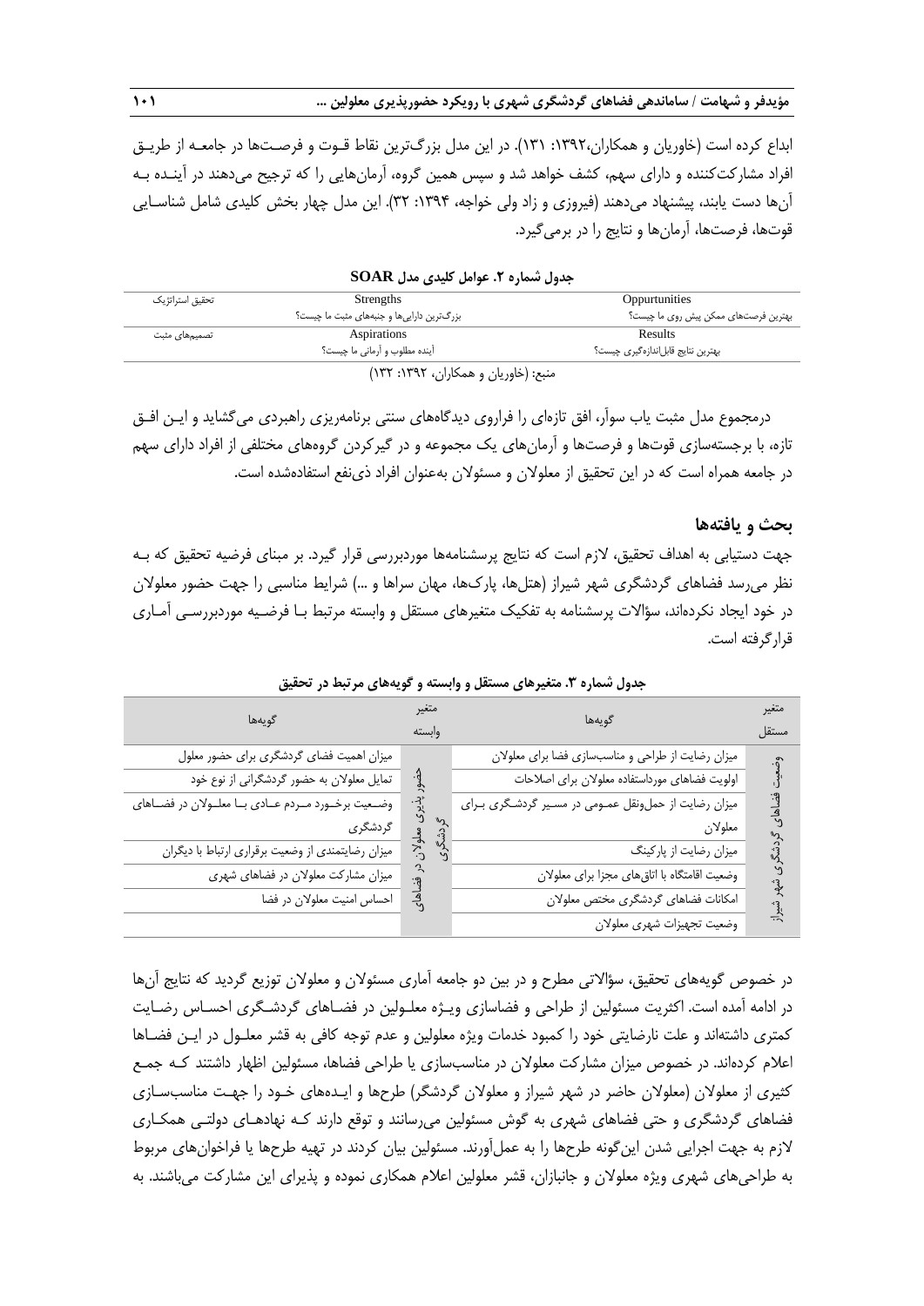ابداع کرده است (خاوریان و همکاران،۱۳۹۲: ۱۳۱). در این مدل بزرگ‌ترین نقاط قـوت و فرصـت‌ها در جامعـه از طریـق افراد مشارکت‌کننده و دارای سهم، کشف خواهد شد و سپس همین گروه، آرمان‌هایی را که ترجیح می‌دهند در آینـده بـه آن‌ها دست یابند، پیشنهاد می‌دهند (فیروزی و زاد ولی خواجه، ۱۳۹۴: ۳۲). این مدل چهار بخش کلیدی شامل شناسـایی قوت‌ها، فرصت‌ها، آرمان‌ها و نتایج را در برمی‌گیرد.

**جدول شماره ۲. عوامل کلیدی مدل SOAR**

| تحقیق استراتژیک | Strengths<br>بزرگ‌ترین دارایی‌ها و جنبه‌های مثبت ما چیست؟ | Oppurtunities<br>بهترین فرصت‌های ممکن پیش روی ما چیست؟ |
|---|---|---|
| تصمیم‌های مثبت | Aspirations<br>آینده مطلوب و آرمانی ما چیست؟ | Results<br>بهترین نتایج قابل‌اندازه‌گیری چیست؟ |

منبع: (خاوریان و همکاران، ۱۳۹۲: ۱۳۲)

درمجموع مدل مثبت یاب سوآر، افق تازه‌ای را فراروی دیدگاه‌های سنتی برنامه‌ریزی راهبردی می‌گشاید و ایـن افـق تازه، با برجسته‌سازی قوت‌ها و فرصت‌ها و آرمان‌های یک مجموعه و در گیرکردن گروه‌های مختلفی از افراد دارای سهم در جامعه همراه است که در این تحقیق از معلولان و مسئولان به‌عنوان افراد ذی‌نفع استفاده‌شده است.

## بحث و یافته‌ها

جهت دستیابی به اهداف تحقیق، لازم است که نتایج پرسشنامه‌ها موردبررسی قرار گیرد. بر مبنای فرضیه تحقیق که بـه نظر می‌رسد فضاهای گردشگری شهر شیراز (هتل‌ها، پارک‌ها، مهان سراها و ...) شرایط مناسبی را جهت حضور معلولان در خود ایجاد نکرده‌اند، سؤالات پرسشنامه به تفکیک متغیرهای مستقل و وابسته مرتبط بـا فرضـیه موردبررسـی آمـاری قرارگرفته است.

**جدول شماره ۳. متغیرهای مستقل و وابسته و گویه‌های مرتبط در تحقیق**

| متغیر مستقل | گویه‌ها | متغیر وابسته | گویه‌ها |
|---|---|---|---|
| وضعیت فضاهای گردشگری شهر شیراز | میزان رضایت از طراحی و مناسب‌سازی فضا برای معلولان | حضورپذیری معلولان در فضاهای گردشگری | میزان اهمیت فضای گردشگری برای حضور معلول |
| | اولویت فضاهای مورداستفاده معلولان برای اصلاحات | | تمایل معلولان به حضور گردشگرانی از نوع خود |
| | میزان رضایت از حمل‌ونقل عمـومی در مسـیر گردشـگری بـرای معلولان | | وضـعیت برخـورد مـردم عـادی بـا معلـولان در فضـاهای گردشگری |
| | میزان رضایت از پارکینگ | | میزان رضایتمندی از وضعیت برقراری ارتباط با دیگران |
| | وضعیت اقامتگاه با اتاق‌های مجزا برای معلولان | | میزان مشارکت معلولان در فضاهای شهری |
| | امکانات فضاهای گردشگری مختص معلولان | | احساس امنیت معلولان در فضا |
| | وضعیت تجهیزات شهری معلولان | | |

در خصوص گویه‌های تحقیق، سؤالاتی مطرح و در بین دو جامعه آماری مسئولان و معلولان توزیع گردید که نتایج آن‌ها در ادامه آمده است. اکثریت مسئولین از طراحی و فضاسازی ویـژه معلـولین در فضـاهای گردشـگری احسـاس رضـایت کمتری داشته‌اند و علت نارضایتی خود را کمبود خدمات ویژه معلولین و عدم توجه کافی به قشر معلـول در ایـن فضـاها اعلام کرده‌اند. در خصوص میزان مشارکت معلولان در مناسب‌سازی یا طراحی فضاها، مسئولین اظهار داشتند کـه جمـع کثیری از معلولان (معلولان حاضر در شهر شیراز و معلولان گردشگر) طرح‌ها و ایـده‌های خـود را جهـت مناسب‌سـازی فضاهای گردشگری و حتی فضاهای شهری به گوش مسئولین می‌رسانند و توقع دارند کـه نهادهـای دولتـی همکـاری لازم به جهت اجرایی شدن این‌گونه طرح‌ها را به عمل‌آورند. مسئولین بیان کردند در تهیه طرح‌ها یا فراخوان‌های مربوط به طراحی‌های شهری ویژه معلولان و جانبازان، قشر معلولین اعلام همکاری نموده و پذیرای این مشارکت می‌باشند. به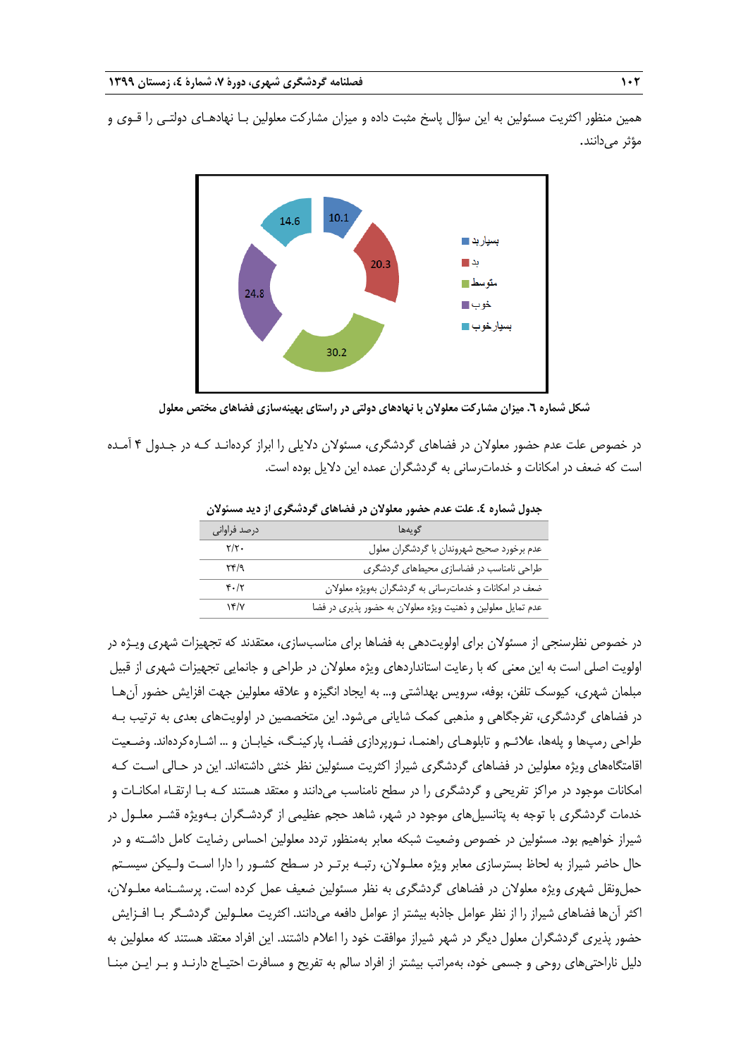همین منظور اکثریت مسئولین به این سؤال پاسخ مثبت داده و میزان مشارکت معلولین بـا نهادهـای دولتـی را قـوی و مؤثر می‌دانند.

**شکل شماره ٦. میزان مشارکت معلولان با نهادهای دولتی در راستای بهینه‌سازی فضاهای مختص معلول**

در خصوص علت عدم حضور معلولان در فضاهای گردشگری، مسئولان دلایلی را ابراز کرده‌انـد کـه در جـدول ۴ آمـده است که ضعف در امکانات و خدمات‌رسانی به گردشگران عمده این دلایل بوده است.

**جدول شماره ٤. علت عدم حضور معلولان در فضاهای گردشگری از دید مسئولان**

| گویه‌ها | درصد فراوانی |
|---|---|
| عدم برخورد صحیح شهروندان با گردشگران معلول | ۲/۲۰ |
| طراحی نامناسب در فضاسازی محیط‌های گردشگری | ۲۴/۹ |
| ضعف در امکانات و خدمات‌رسانی به گردشگران به‌ویژه معلولان | ۴۰/۲ |
| عدم تمایل معلولین و ذهنیت ویژه معلولان به حضور پذیری در فضا | ۱۴/۷ |

در خصوص نظرسنجی از مسئولان برای اولویت‌دهی به فضاها برای مناسب‌سازی، معتقدند که تجهیزات شهری ویـژه در اولویت اصلی است به این معنی که با رعایت استانداردهای ویژه معلولان در طراحی و جانمایی تجهیزات شهری از قبیل مبلمان شهری، کیوسک تلفن، بوفه، سرویس بهداشتی و... به ایجاد انگیزه و علاقه معلولین جهت افزایش حضور آن‌هـا در فضاهای گردشگری، تفرجگاهی و مذهبی کمک شایانی می‌شود. این متخصصین در اولویت‌های بعدی به ترتیب بـه طراحی رمپ‌ها و پله‌ها، علائـم و تابلوهـای راهنمـا، نـورپردازی فضـا، پارکینـگ، خیابـان و ... اشـاره‌کرده‌اند. وضـعیت اقامتگاه‌های ویژه معلولین در فضاهای گردشگری شیراز اکثریت مسئولین نظر خنثی داشته‌اند. این در حـالی اسـت کـه امکانات موجود در مراکز تفریحی و گردشگری را در سطح نامناسب می‌دانند و معتقد هستند کـه بـا ارتقـاء امکانـات و خدمات گردشگری با توجه به پتانسیل‌های موجود در شهر، شاهد حجم عظیمی از گردشـگران بـه‌ویژه قشـر معلـول در شیراز خواهیم بود. مسئولین در خصوص وضعیت شبکه معابر به‌منظور تردد معلولین احساس رضایت کامل داشـته و در حال حاضر شیراز به لحاظ بسترسازی معابر ویژه معلـولان، رتبـه برتـر در سـطح کشـور را دارا اسـت ولـیکن سیسـتم حمل‌ونقل شهری ویژه معلولان در فضاهای گردشگری به نظر مسئولین ضعیف عمل کرده است. پرسشـنامه معلـولان، اکثر آن‌ها فضاهای شیراز را از نظر عوامل جاذبه بیشتر از عوامل دافعه می‌دانند. اکثریت معلـولین گردشـگر بـا افـزایش حضور پذیری گردشگران معلول دیگر در شهر شیراز موافقت خود را اعلام داشتند. این افراد معتقد هستند که معلولین به دلیل ناراحتی‌های روحی و جسمی خود، به‌مراتب بیشتر از افراد سالم به تفریح و مسافرت احتیـاج دارنـد و بـر ایـن مبنـا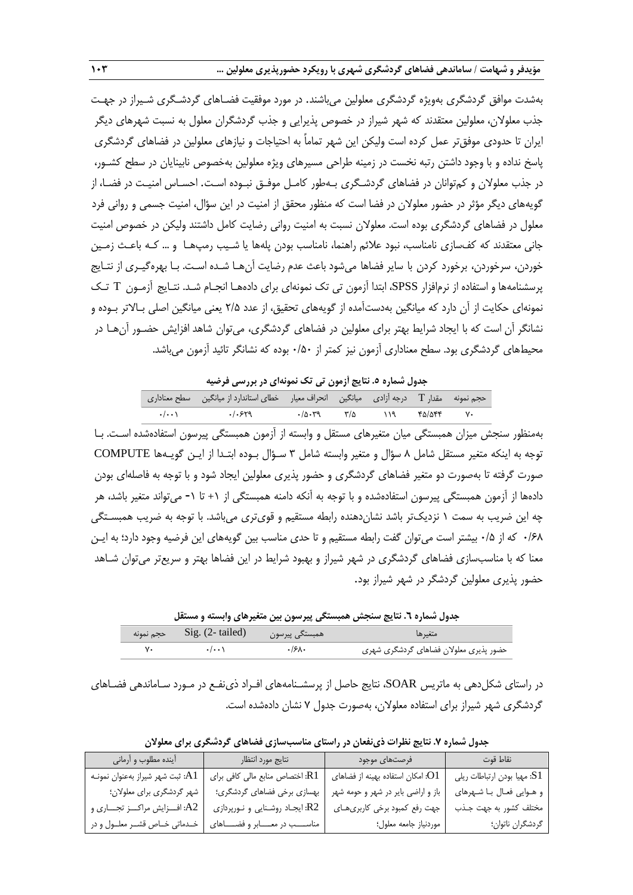به‌شدت موافق گردشگری به‌ویژه گردشگری معلولین می‌باشند. در مورد موفقیت فضـاهای گردشـگری شـیراز در جهـت جذب معلولان، معلولین معتقدند که شهر شیراز در خصوص پذیرایی و جذب گردشگران معلول به نسبت شهرهای دیگر ایران تا حدودی موفق‌تر عمل کرده است ولیکن این شهر تماماً به احتیاجات و نیازهای معلولین در فضاهای گردشگری پاسخ نداده و با وجود داشتن رتبه نخست در زمینه طراحی مسیرهای ویژه معلولین به‌خصوص نابینایان در سطح کشـور، در جذب معلولان و کم‌توانان در فضاهای گردشـگری بـه‌طور کامـل موفـق نبـوده اسـت. احسـاس امنیـت در فضـا، از گویه‌های دیگر مؤثر در حضور معلولان در فضا است که منظور محقق از امنیت در این سؤال، امنیت جسمی و روانی فرد معلول در فضاهای گردشگری بوده است. معلولان نسبت به امنیت روانی رضایت کامل داشتند ولیکن در خصوص امنیت جانی معتقدند که کف‌سازی نامناسب، نبود علائم راهنما، نامناسب بودن پله‌ها یا شـیب رمپ‌هـا و ... کـه باعـث زمـین خوردن، سرخوردن، برخورد کردن با سایر فضاها می‌شود باعث عدم رضایت آن‌هـا شـده اسـت. بـا بهره‌گیـری از نتـایج پرسشنامه‌ها و استفاده از نرم‌افزار SPSS، ابتدا آزمون تی تک نمونه‌ای برای داده‌هـا انجـام شـد. نتـایج آزمـون T تـک نمونه‌ای حکایت از آن دارد که میانگین به‌دست‌آمده از گویه‌های تحقیق، از عدد ۲/۵ یعنی میانگین اصلی بـالاتر بـوده و نشانگر آن است که با ایجاد شرایط بهتر برای معلولین در فضاهای گردشگری، می‌توان شاهد افزایش حضـور آن‌هـا در محیط‌های گردشگری بود. سطح معناداری آزمون نیز کمتر از ۰/۵۰ بوده که نشانگر تائید آزمون می‌باشد.

**جدول شماره ۵. نتایج آزمون تی تک نمونه‌ای در بررسی فرضیه**

| حجم نمونه | مقدار T | درجه آزادی | میانگین | انحراف معیار | خطای استاندارد از میانگین | سطح معناداری |
|---|---|---|---|---|---|---|
| ۷۰ | ۴۵/۵۴۴ | ۱۱۹ | ۳/۵ | ۰/۵۰۳۹ | ۰/۰۶۲۹ | ۰/۰۰۱ |

به‌منظور سنجش میزان همبستگی میان متغیرهای مستقل و وابسته از آزمون همبستگی پیرسون استفاده‌شده اسـت. بـا توجه به اینکه متغیر مستقل شامل ۸ سؤال و متغیر وابسته شامل ۳ سـؤال بـوده ابتـدا از ایـن گویـه‌ها COMPUTE صورت گرفته تا به‌صورت دو متغیر فضاهای گردشگری و حضور پذیری معلولین ایجاد شود و با توجه به فاصله‌ای بودن داده‌ها از آزمون همبستگی پیرسون استفاده‌شده و با توجه به آنکه دامنه همبستگی از ۱+ تا ۱- می‌تواند متغیر باشد، هر چه این ضریب به سمت ۱ نزدیک‌تر باشد نشان‌دهنده رابطه مستقیم و قوی‌تری می‌باشد. با توجه به ضریب همبسـتگی ۰/۶۸ که از ۰/۵ بیشتر است می‌توان گفت رابطه مستقیم و تا حدی مناسب بین گویه‌های این فرضیه وجود دارد؛ به ایـن معنا که با مناسب‌سازی فضاهای گردشگری در شهر شیراز و بهبود شرایط در این فضاها بهتر و سریع‌تر می‌توان شـاهد حضور پذیری معلولین گردشگر در شهر شیراز بود.

**جدول شماره ٦. نتایج سنجش همبستگی پیرسون بین متغیرهای وابسته و مستقل**

| متغیرها | همبستگی پیرسون | Sig. (2- tailed) | حجم نمونه |
|---|---|---|---|
| حضور پذیری معلولان فضاهای گردشگری شهری | ۰/۶۸۰ | ۰/۰۰۱ | ۷۰ |

در راستای شکل‌دهی به ماتریس SOAR، نتایج حاصل از پرسشـنامه‌های افـراد ذی‌نفـع در مـورد سـاماندهی فضـاهای گردشگری شهر شیراز برای استفاده معلولان، به‌صورت جدول ۷ نشان داده‌شده است.

**جدول شماره ۷. نتایج نظرات ذی‌نفعان در راستای مناسب‌سازی فضاهای گردشگری برای معلولان**

| نقاط قوت | فرصت‌های موجود | نتایج مورد انتظار | آینده مطلوب و آرمانی |
|---|---|---|---|
| S1: مهیا بودن ارتباطات ریلی و هـوایی فعـال بـا شـهرهای مختلف کشور به جهت جـذب گردشگران ناتوان؛ | O1: امکان استفاده بهینه از فضاهای باز و اراضی بایر در شهر و حومه شهر جهت رفع کمبود برخی کاربری‌هـای موردنیاز جامعه معلول؛ | R1: اختصاص منابع مالی کافی برای بهسازی برخی فضاهای گردشگری؛ R2: ایجـاد روشـنایی و نـورپردازی مناسـب در معـابر و فضـاهای | A1: ثبت شهر شیراز به‌عنوان نمونـه شهر گردشگری برای معلولان؛ A2: افـزایش مراکـز تجـاری و خـدماتی خـاص قشـر معلـول و در |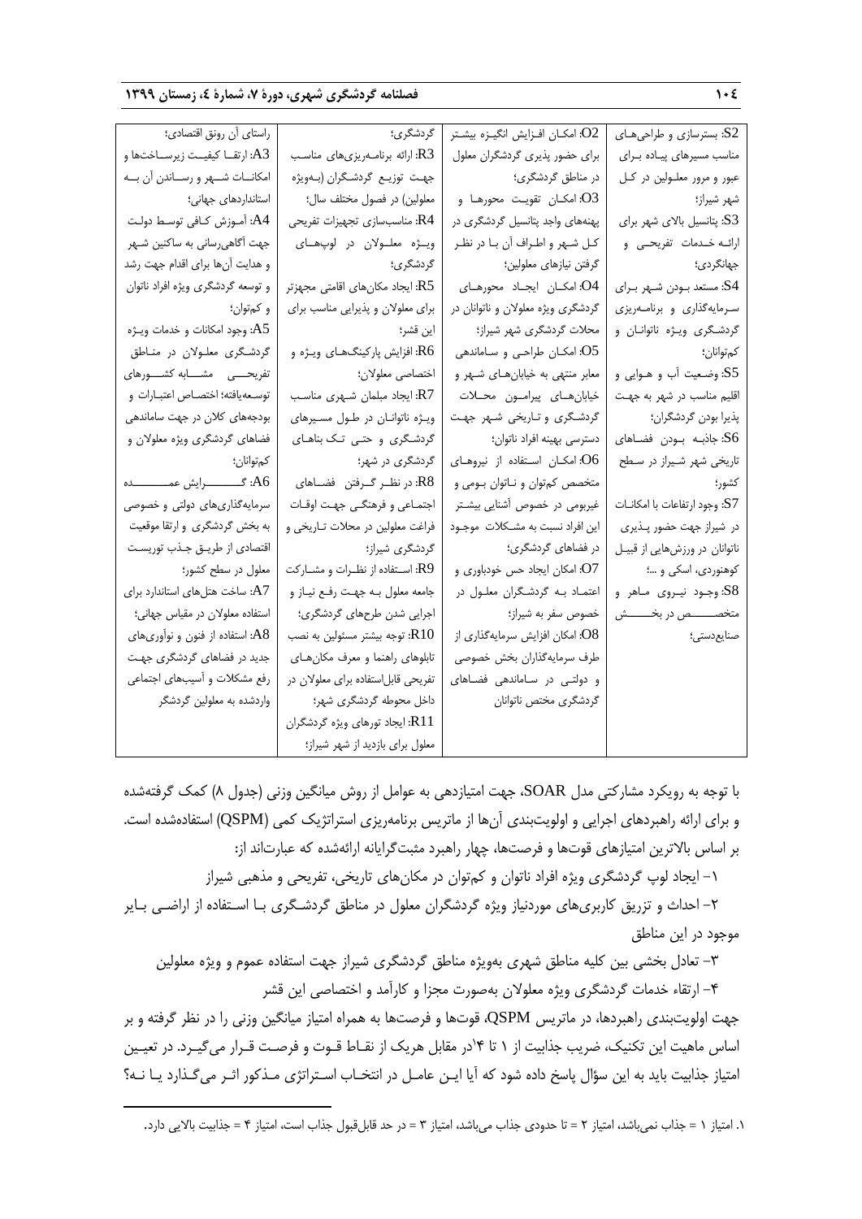| S2: بسترسازی و طراحی‌های مناسب مسیرهای پیاده برای عبور و مرور معلولین در کل شهر شیراز؛<br>S3: پتانسیل بالای شهر برای ارائه خدمات تفریحی و جهانگردی؛<br>S4: مستعد بودن شهر برای سرمایه‌گذاری و برنامه‌ریزی گردشگری ویژه ناتوانان و کم‌توانان؛<br>S5: وضعیت آب و هوایی و اقلیم مناسب در شهر به جهت پذیرا بودن گردشگران؛<br>S6: جاذبه بودن فضاهای تاریخی شهر شیراز در سطح کشور؛<br>S7: وجود ارتفاعات با امکانات در شیراز جهت حضور پذیری ناتوانان در ورزش‌هایی از قبیل کوهنوردی، اسکی و ...؛<br>S8: وجود نیروی ماهر و متخصص در بخش صنایع‌دستی؛ | O2: امکان افزایش انگیزه بیشتر برای حضور پذیری گردشگران معلول در مناطق گردشگری؛<br>O3: امکان تقویت محورها و پهنه‌های واجد پتانسیل گردشگری در کل شهر و اطراف آن با در نظر گرفتن نیازهای معلولین؛<br>O4: امکان ایجاد محورهای گردشگری ویژه معلولان و ناتوانان در محلات گردشگری شهر شیراز؛<br>O5: امکان طراحی و ساماندهی معابر منتهی به خیابان‌های شهر و خیابان‌های پیرامون محلات گردشگری و تاریخی شهر جهت دسترسی بهینه افراد ناتوان؛<br>O6: امکان استفاده از نیروهای متخصص کم‌توان و ناتوان بومی و غیربومی در خصوص آشنایی بیشتر این افراد نسبت به مشکلات موجود در فضاهای گردشگری؛<br>O7: امکان ایجاد حس خودباوری و اعتماد به گردشگران معلول در خصوص سفر به شیراز؛<br>O8: امکان افزایش سرمایه‌گذاری از طرف سرمایه‌گذاران بخش خصوصی و دولتی در ساماندهی فضاهای گردشگری مختص ناتوانان | گردشگری؛<br>R3: ارائه برنامه‌ریزی‌های مناسب جهت توزیع گردشگران (به‌ویژه معلولین) در فصول مختلف سال؛<br>R4: مناسب‌سازی تجهیزات تفریحی ویژه معلولان در لوپ‌های گردشگری؛<br>R5: ایجاد مکان‌های اقامتی مجهزتر برای معلولان و پذیرایی مناسب برای این قشر؛<br>R6: افزایش پارکینگ‌های ویژه و اختصاصی معلولان؛<br>R7: ایجاد مبلمان شهری مناسب ویژه ناتوانان در طول مسیرهای گردشگری و حتی تک بناهای گردشگری در شهر؛<br>R8: در نظر گرفتن فضاهای اجتماعی و فرهنگی جهت اوقات فراغت معلولین در محلات تاریخی و گردشگری شیراز؛<br>R9: استفاده از نظرات و مشارکت جامعه معلول به جهت رفع نیاز و اجرایی شدن طرح‌های گردشگری؛<br>R10: توجه بیشتر مسئولین به نصب تابلوهای راهنما و معرف مکان‌های تفریحی قابل‌استفاده برای معلولان در داخل محوطه گردشگری شهر؛<br>R11: ایجاد تورهای ویژه گردشگران معلول برای بازدید از شهر شیراز؛ | راستای آن رونق اقتصادی؛<br>A3: ارتقا کیفیت زیرساخت‌ها و امکانات شهر و رساندن آن به استانداردهای جهانی؛<br>A4: آموزش کافی توسط دولت جهت آگاهی‌رسانی به ساکنین شهر و هدایت آن‌ها برای اقدام جهت رشد و توسعه گردشگری ویژه افراد ناتوان و کم‌توان؛<br>A5: وجود امکانات و خدمات ویژه گردشگری معلولان در مناطق تفریحی مشابه کشورهای توسعه‌یافته؛ اختصاص اعتبارات و بودجه‌های کلان در جهت ساماندهی فضاهای گردشگری ویژه معلولان و کم‌توانان؛<br>A6: گرایش عمده سرمایه‌گذاری‌های دولتی و خصوصی به بخش گردشگری و ارتقا موقعیت اقتصادی از طریق جذب توریست معلول در سطح کشور؛<br>A7: ساخت هتل‌های استاندارد برای استفاده معلولان در مقیاس جهانی؛<br>A8: استفاده از فنون و نوآوری‌های جدید در فضاهای گردشگری جهت رفع مشکلات و آسیب‌های اجتماعی واردشده به معلولین گردشگر |
|---|---|---|---|

با توجه به رویکرد مشارکتی مدل SOAR، جهت امتیازدهی به عوامل از روش میانگین وزنی (جدول ۸) کمک گرفته‌شده و برای ارائه راهبردهای اجرایی و اولویت‌بندی آن‌ها از ماتریس برنامه‌ریزی استراتژیک کمی (QSPM) استفاده‌شده است. بر اساس بالاترین امتیازهای قوت‌ها و فرصت‌ها، چهار راهبرد مثبت‌گرایانه ارائه‌شده که عبارت‌اند از:

۱- ایجاد لوپ گردشگری ویژه افراد ناتوان و کم‌توان در مکان‌های تاریخی، تفریحی و مذهبی شیراز

۲- احداث و تزریق کاربری‌های موردنیاز ویژه گردشگران معلول در مناطق گردشگری با استفاده از اراضی بایر موجود در این مناطق

۳- تعادل بخشی بین کلیه مناطق شهری به‌ویژه مناطق گردشگری شیراز جهت استفاده عموم و ویژه معلولین

۴- ارتقاء خدمات گردشگری ویژه معلولان به‌صورت مجزا و کارآمد و اختصاصی این قشر

جهت اولویت‌بندی راهبردها، در ماتریس QSPM، قوت‌ها و فرصت‌ها به همراه امتیاز میانگین وزنی را در نظر گرفته و بر اساس ماهیت این تکنیک، ضریب جذابیت از ۱ تا ۴[1] در مقابل هریک از نقاط قوت و فرصت قرار می‌گیرد. در تعیین امتیاز جذابیت باید به این سؤال پاسخ داده شود که آیا این عامل در انتخاب استراتژی مذکور اثر می‌گذارد یا نه؟

---

۱. امتیاز ۱ = جذاب نمی‌باشد، امتیاز ۲ = تا حدودی جذاب می‌باشد، امتیاز ۳ = در حد قابل‌قبول جذاب است، امتیاز ۴ = جذابیت بالایی دارد.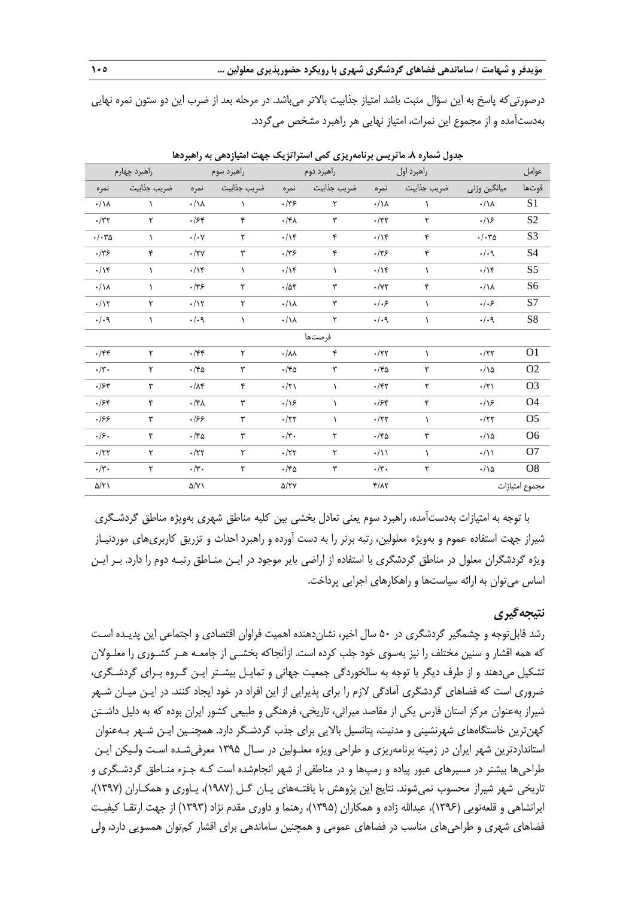درصورتی‌که پاسخ به این سؤال مثبت باشد امتیاز جذابیت بالاتر می‌باشد. در مرحله بعد از ضرب این دو ستون نمره نهایی به‌دست‌آمده و از مجموع این نمرات، امتیاز نهایی هر راهبرد مشخص می‌گردد.

**جدول شماره ۸. ماتریس برنامه‌ریزی کمی استراتژیک جهت امتیازدهی به راهبردها**

| عوامل | | راهبرد اول | | راهبرد دوم | | راهبرد سوم | | راهبرد چهارم | |
|---|---|---|---|---|---|---|---|---|---|
| قوت‌ها | میانگین وزنی | ضریب جذابیت | نمره | ضریب جذابیت | نمره | ضریب جذابیت | نمره | ضریب جذابیت | نمره |
| S1 | ۰/۱۸ | ۱ | ۰/۱۸ | ۲ | ۰/۳۶ | ۱ | ۰/۱۸ | ۱ | ۰/۱۸ |
| S2 | ۰/۱۶ | ۲ | ۰/۳۲ | ۳ | ۰/۴۸ | ۴ | ۰/۶۴ | ۲ | ۰/۳۲ |
| S3 | ۰/۰۳۵ | ۴ | ۰/۱۴ | ۴ | ۰/۱۴ | ۲ | ۰/۰۷ | ۱ | ۰/۰۳۵ |
| S4 | ۰/۰۹ | ۴ | ۰/۳۶ | ۴ | ۰/۳۶ | ۳ | ۰/۲۷ | ۴ | ۰/۳۶ |
| S5 | ۰/۱۴ | ۱ | ۰/۱۴ | ۱ | ۰/۱۴ | ۱ | ۰/۱۴ | ۱ | ۰/۱۴ |
| S6 | ۰/۱۸ | ۴ | ۰/۷۲ | ۳ | ۰/۵۴ | ۲ | ۰/۳۶ | ۱ | ۰/۱۸ |
| S7 | ۰/۰۶ | ۱ | ۰/۰۶ | ۳ | ۰/۱۸ | ۲ | ۰/۱۲ | ۲ | ۰/۱۲ |
| S8 | ۰/۰۹ | ۱ | ۰/۰۹ | ۲ | ۰/۱۸ | ۱ | ۰/۰۹ | ۱ | ۰/۰۹ |
| فرصت‌ها | | | | | | | | | |
| O1 | ۰/۲۲ | ۱ | ۰/۲۲ | ۴ | ۰/۸۸ | ۲ | ۰/۴۴ | ۲ | ۰/۴۴ |
| O2 | ۰/۱۵ | ۳ | ۰/۴۵ | ۳ | ۰/۴۵ | ۳ | ۰/۴۵ | ۲ | ۰/۳۰ |
| O3 | ۰/۲۱ | ۲ | ۰/۴۲ | ۱ | ۰/۲۱ | ۴ | ۰/۸۴ | ۳ | ۰/۶۳ |
| O4 | ۰/۱۶ | ۴ | ۰/۶۴ | ۱ | ۰/۱۶ | ۳ | ۰/۴۸ | ۴ | ۰/۶۴ |
| O5 | ۰/۲۲ | ۱ | ۰/۲۲ | ۱ | ۰/۲۲ | ۳ | ۰/۶۶ | ۳ | ۰/۶۶ |
| O6 | ۰/۱۵ | ۳ | ۰/۴۵ | ۲ | ۰/۳۰ | ۳ | ۰/۴۵ | ۴ | ۰/۶۰ |
| O7 | ۰/۱۱ | ۱ | ۰/۱۱ | ۲ | ۰/۲۲ | ۲ | ۰/۲۲ | ۲ | ۰/۲۲ |
| O8 | ۰/۱۵ | ۲ | ۰/۳۰ | ۳ | ۰/۴۵ | ۲ | ۰/۳۰ | ۲ | ۰/۳۰ |
| مجموع امتیازات | | | ۴/۸۲ | | ۵/۲۷ | | ۵/۷۱ | | ۵/۲۱ |

با توجه به امتیازات به‌دست‌آمده، راهبرد سوم یعنی تعادل بخشی بین کلیه مناطق شهری به‌ویژه مناطق گردشگری شیراز جهت استفاده عموم و به‌ویژه معلولین، رتبه برتر را به دست آورده و راهبرد احداث و تزریق کاربری‌های موردنیاز ویژه گردشگران معلول در مناطق گردشگری با استفاده از اراضی بایر موجود در این مناطق رتبه دوم را دارد. بر این اساس می‌توان به ارائه سیاست‌ها و راهکارهای اجرایی پرداخت.

## نتیجه‌گیری

رشد قابل‌توجه و چشمگیر گردشگری در ۵۰ سال اخیر، نشان‌دهنده اهمیت فراوان اقتصادی و اجتماعی این پدیده است که همه اقشار و سنین مختلف را نیز به‌سوی خود جلب کرده است. ازآنجاکه بخشی از جامعه هر کشوری را معلولان تشکیل می‌دهند و از طرف دیگر با توجه به سالخوردگی جمعیت جهانی و تمایل بیشتر این گروه برای گردشگری، ضروری است که فضاهای گردشگری آمادگی لازم را برای پذیرایی از این افراد در خود ایجاد کنند. در این میان شهر شیراز به‌عنوان مرکز استان فارس یکی از مقاصد میراثی، تاریخی، فرهنگی و طبیعی کشور ایران بوده که به دلیل داشتن کهن‌ترین خاستگاه‌های شهرنشینی و مدنیت، پتانسیل بالایی برای جذب گردشگر دارد. همچنین این شهر به‌عنوان استانداردترین شهر ایران در زمینه برنامه‌ریزی و طراحی ویژه معلولین در سال ۱۳۹۵ معرفی‌شده است ولیکن این طراحی‌ها بیشتر در مسیرهای عبور پیاده و رمپ‌ها و در مناطقی از شهر انجام‌شده است که جزء مناطق گردشگری و تاریخی شهر شیراز محسوب نمی‌شوند. نتایج این پژوهش با یافته‌های یان گل (۱۹۸۷)، یاوری و همکاران (۱۳۹۷)، ایرانشاهی و قلعه‌نویی (۱۳۹۶)، عبدالله زاده و همکاران (۱۳۹۵)، رهنما و داوری مقدم نژاد (۱۳۹۳) از جهت ارتقا کیفیت فضاهای شهری و طراحی‌های مناسب در فضاهای عمومی و همچنین ساماندهی برای اقشار کم‌توان همسویی دارد، ولی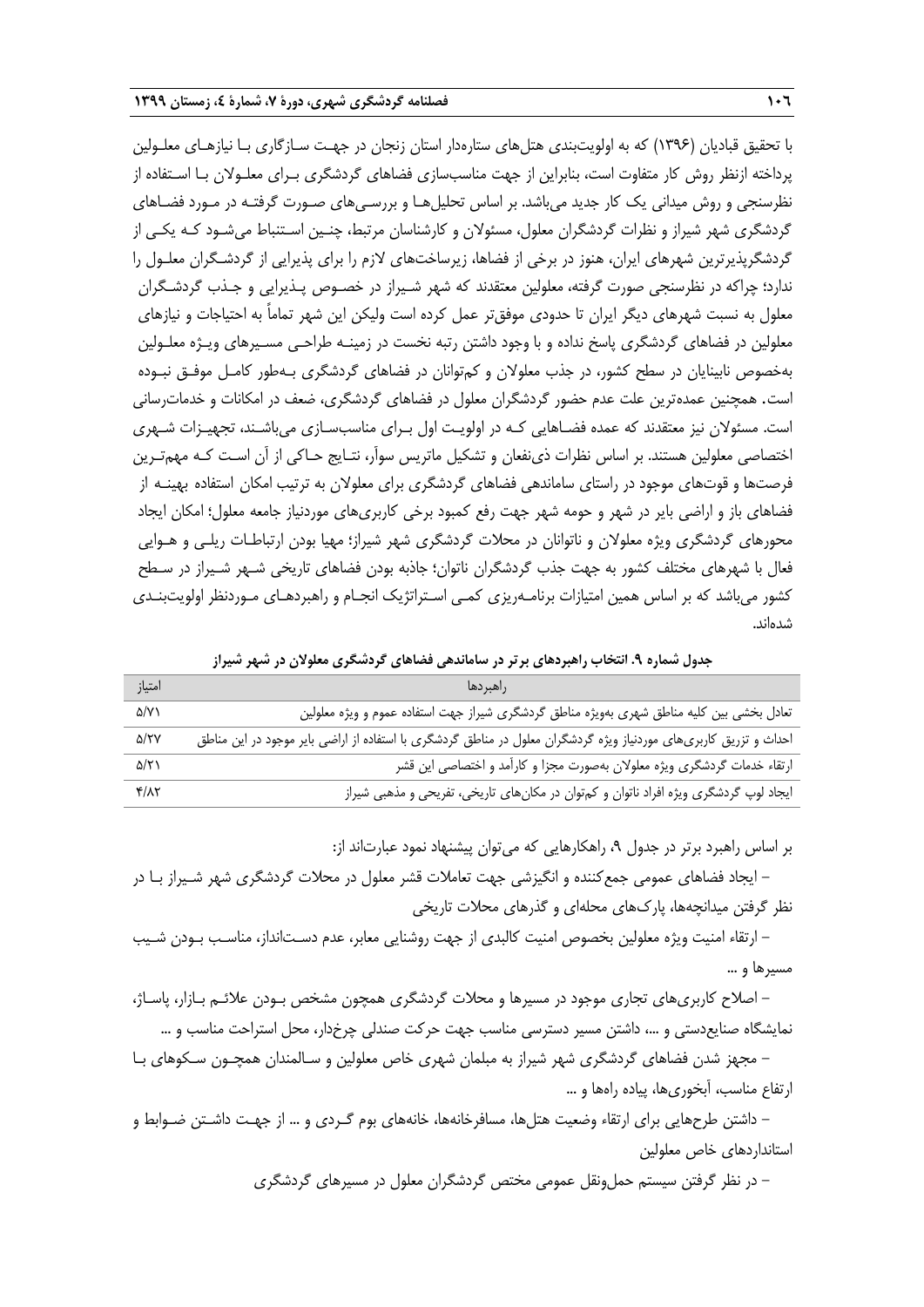با تحقیق قبادیان (۱۳۹۶) که به اولویت‌بندی هتل‌های ستاره‌دار استان زنجان در جهت سازگاری با نیازهای معلولین پرداخته ازنظر روش کار متفاوت است، بنابراین از جهت مناسب‌سازی فضاهای گردشگری برای معلولان با استفاده از نظرسنجی و روش میدانی یک کار جدید می‌باشد. بر اساس تحلیل‌ها و بررسی‌های صورت گرفته در مورد فضاهای گردشگری شهر شیراز و نظرات گردشگران معلول، مسئولان و کارشناسان مرتبط، چنین استنباط می‌شود که یکی از گردشگرپذیرترین شهرهای ایران، هنوز در برخی از فضاها، زیرساخت‌های لازم را برای پذیرایی از گردشگران معلول را ندارد؛ چراکه در نظرسنجی صورت گرفته، معلولین معتقدند که شهر شیراز در خصوص پذیرایی و جذب گردشگران معلول به نسبت شهرهای دیگر ایران تا حدودی موفق‌تر عمل کرده است ولیکن این شهر تماماً به احتیاجات و نیازهای معلولین در فضاهای گردشگری پاسخ نداده و با وجود داشتن رتبه نخست در زمینه طراحی مسیرهای ویژه معلولین به‌خصوص نابینایان در سطح کشور، در جذب معلولان و کم‌توانان در فضاهای گردشگری به‌طور کامل موفق نبوده است. همچنین عمده‌ترین علت عدم حضور گردشگران معلول در فضاهای گردشگری، ضعف در امکانات و خدمات‌رسانی است. مسئولان نیز معتقدند که عمده فضاهایی که در اولویت اول برای مناسب‌سازی می‌باشند، تجهیزات شهری اختصاصی معلولین هستند. بر اساس نظرات ذی‌نفعان و تشکیل ماتریس سوآر، نتایج حاکی از آن است که مهم‌ترین فرصت‌ها و قوت‌های موجود در راستای ساماندهی فضاهای گردشگری برای معلولان به ترتیب امکان استفاده بهینه از فضاهای باز و اراضی بایر در شهر و حومه شهر جهت رفع کمبود برخی کاربری‌های موردنیاز جامعه معلول؛ امکان ایجاد محورهای گردشگری ویژه معلولان و ناتوانان در محلات گردشگری شهر شیراز؛ مهیا بودن ارتباطات ریلی و هوایی فعال با شهرهای مختلف کشور به جهت جذب گردشگران ناتوان؛ جاذبه بودن فضاهای تاریخی شهر شیراز در سطح کشور می‌باشد که بر اساس همین امتیازات برنامه‌ریزی کمی استراتژیک انجام و راهبردهای موردنظر اولویت‌بندی شده‌اند.

**جدول شماره ۹. انتخاب راهبردهای برتر در ساماندهی فضاهای گردشگری معلولان در شهر شیراز**

| راهبردها | امتیاز |
|---|---|
| تعادل بخشی بین کلیه مناطق شهری به‌ویژه مناطق گردشگری شیراز جهت استفاده عموم و ویژه معلولین | ۵/۷۱ |
| احداث و تزریق کاربری‌های موردنیاز ویژه گردشگران معلول در مناطق گردشگری با استفاده از اراضی بایر موجود در این مناطق | ۵/۲۷ |
| ارتقاء خدمات گردشگری ویژه معلولان به‌صورت مجزا و کارآمد و اختصاصی این قشر | ۵/۲۱ |
| ایجاد لوپ گردشگری ویژه افراد ناتوان و کم‌توان در مکان‌های تاریخی، تفریحی و مذهبی شیراز | ۴/۸۲ |

بر اساس راهبرد برتر در جدول ۹، راهکارهایی که می‌توان پیشنهاد نمود عبارت‌اند از:

– ایجاد فضاهای عمومی جمع‌کننده و انگیزشی جهت تعاملات قشر معلول در محلات گردشگری شهر شیراز با در نظر گرفتن میدانچه‌ها، پارک‌های محله‌ای و گذرهای محلات تاریخی

– ارتقاء امنیت ویژه معلولین بخصوص امنیت کالبدی از جهت روشنایی معابر، عدم دست‌انداز، مناسب بودن شیب مسیرها و ...

– اصلاح کاربری‌های تجاری موجود در مسیرها و محلات گردشگری همچون مشخص بودن علائم بازار، پاساژ، نمایشگاه صنایع‌دستی و ...، داشتن مسیر دسترسی مناسب جهت حرکت صندلی چرخ‌دار، محل استراحت مناسب و ...

– مجهز شدن فضاهای گردشگری شهر شیراز به مبلمان شهری خاص معلولین و سالمندان همچون سکوهای با ارتفاع مناسب، آبخوری‌ها، پیاده راه‌ها و ...

– داشتن طرح‌هایی برای ارتقاء وضعیت هتل‌ها، مسافرخانه‌ها، خانه‌های بوم گردی و ... از جهت داشتن ضوابط و استانداردهای خاص معلولین

– در نظر گرفتن سیستم حمل‌ونقل عمومی مختص گردشگران معلول در مسیرهای گردشگری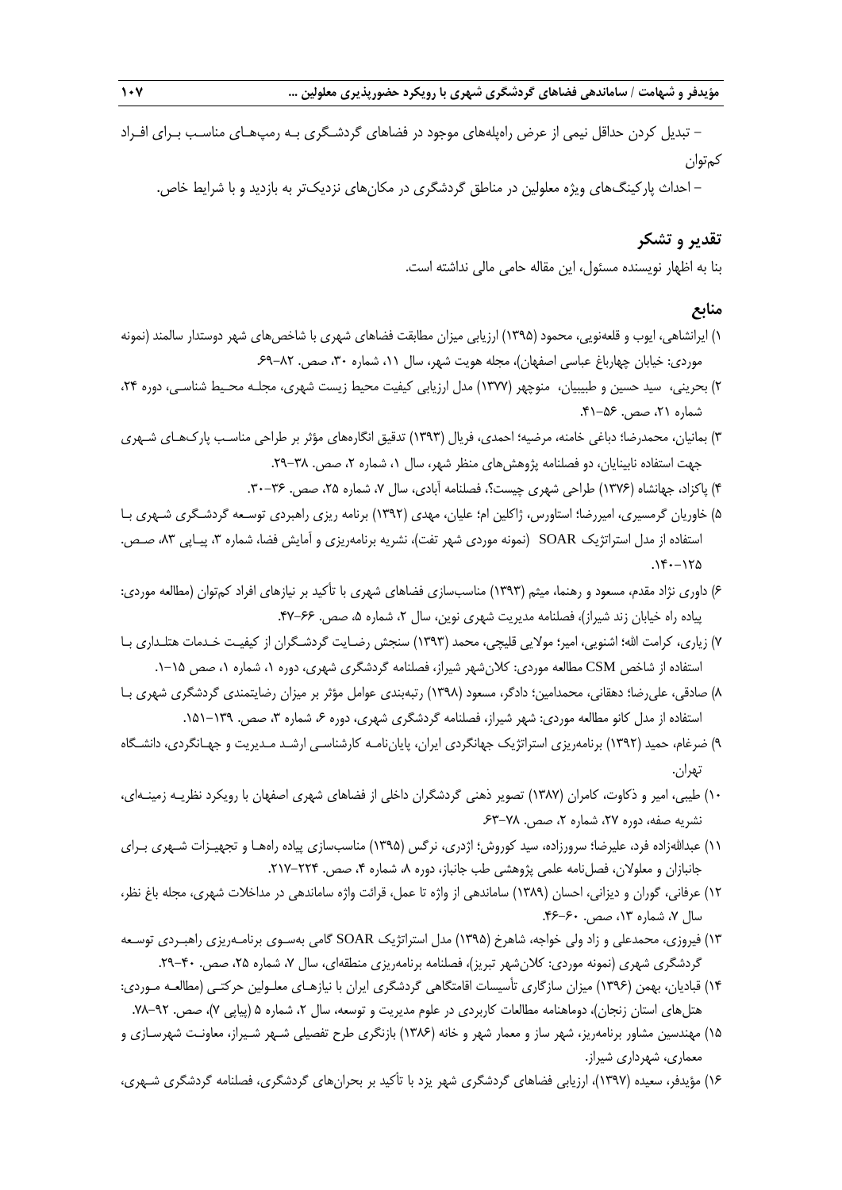– تبدیل کردن حداقل نیمی از عرض راه‌پله‌های موجود در فضاهای گردشگری به رمپ‌های مناسب برای افراد کم‌توان

– احداث پارکینگ‌های ویژه معلولین در مناطق گردشگری در مکان‌های نزدیک‌تر به بازدید و با شرایط خاص.

## تقدیر و تشکر

بنا به اظهار نویسنده مسئول، این مقاله حامی مالی نداشته است.

## منابع

۱) ایرانشاهی، ایوب و قلعه‌نویی، محمود (۱۳۹۵) ارزیابی میزان مطابقت فضاهای شهری با شاخص‌های شهر دوستدار سالمند (نمونه موردی: خیابان چهارباغ عباسی اصفهان)، مجله هویت شهر، سال ۱۱، شماره ۳۰، صص. ۸۲-۶۹.

۲) بحرینی، سید حسین و طبیبیان، منوچهر (۱۳۷۷) مدل ارزیابی کیفیت محیط زیست شهری، مجلـه محـیط شناسـی، دوره ۲۴، شماره ۲۱، صص. ۵۶-۴۱.

۳) بمانیان، محمدرضا؛ دباغی خامنه، مرضیه؛ احمدی، فریال (۱۳۹۳) تدقیق انگاره‌های مؤثر بر طراحی مناسب پارک‌هـای شـهری جهت استفاده نابینایان، دو فصلنامه پژوهش‌های منظر شهر، سال ۱، شماره ۲، صص. ۳۸-۲۹.

۴) پاکزاد، جهانشاه (۱۳۷۶) طراحی شهری چیست؟، فصلنامه آبادی، سال ۷، شماره ۲۵، صص. ۳۶-۳۰.

۵) خاوریان گرمسیری، امیررضا؛ استاورس، ژاکلین ام؛ علیان، مهدی (۱۳۹۲) برنامه ریزی راهبردی توسـعه گردشـگری شـهری بـا استفاده از مدل استراتژیک SOAR (نمونه موردی شهر تفت)، نشریه برنامه‌ریزی و آمایش فضا، شماره ۳، پیـاپی ۸۳، صـص. ۱۴۰-۱۲۵.

۶) داوری نژاد مقدم، مسعود و رهنما، میثم (۱۳۹۳) مناسب‌سازی فضاهای شهری با تأکید بر نیازهای افراد کم‌توان (مطالعه موردی: پیاده راه خیابان زند شیراز)، فصلنامه مدیریت شهری نوین، سال ۲، شماره ۵، صص. ۶۶-۴۷.

۷) زیاری، کرامت الله؛ اشنویی، امیر؛ مولایی قلیچی، محمد (۱۳۹۳) سنجش رضـایت گردشـگران از کیفیـت خـدمات هتلـداری بـا استفاده از شاخص CSM مطالعه موردی: کلان‌شهر شیراز، فصلنامه گردشگری شهری، دوره ۱، شماره ۱، صص ۱۵-۱.

۸) صادقی، علی‌رضا؛ دهقانی، محمدامین؛ دادگر، مسعود (۱۳۹۸) رتبه‌بندی عوامل مؤثر بر میزان رضایتمندی گردشگری شهری بـا استفاده از مدل کانو مطالعه موردی: شهر شیراز، فصلنامه گردشگری شهری، دوره ۶، شماره ۳، صص. ۱۳۹-۱۵۱.

۹) ضرغام، حمید (۱۳۹۲) برنامه‌ریزی استراتژیک جهانگردی ایران، پایان‌نامـه کارشناسـی ارشـد مـدیریت و جهـانگردی، دانشـگاه تهران.

۱۰) طیبی، امیر و ذکاوت، کامران (۱۳۸۷) تصویر ذهنی گردشگران داخلی از فضاهای شهری اصفهان با رویکرد نظریـه زمینـه‌ای، نشریه صفه، دوره ۲۷، شماره ۲، صص. ۷۸-۶۳.

۱۱) عبدالله‌زاده فرد، علیرضا؛ سرورزاده، سید کوروش؛ اژدری، نرگس (۱۳۹۵) مناسب‌سازی پیاده راه‌هـا و تجهیـزات شـهری بـرای جانبازان و معلولان، فصل‌نامه علمی پژوهشی طب جانباز، دوره ۸، شماره ۴، صص. ۲۲۴-۲۱۷.

۱۲) عرفانی، گوران و دیزانی، احسان (۱۳۸۹) ساماندهی از واژه تا عمل، قرائت واژه ساماندهی در مداخلات شهری، مجله باغ نظر، سال ۷، شماره ۱۳، صص. ۶۰-۴۶.

۱۳) فیروزی، محمدعلی و زاد ولی خواجه، شاهرخ (۱۳۹۵) مدل استراتژیک SOAR گامی به‌سوی برنامـه‌ریزی راهبـردی توسـعه گردشگری شهری (نمونه موردی: کلان‌شهر تبریز)، فصلنامه برنامه‌ریزی منطقه‌ای، سال ۷، شماره ۲۵، صص. ۴۰-۲۹.

۱۴) قبادیان، بهمن (۱۳۹۶) میزان سازگاری تأسیسات اقامتگاهی گردشگری ایران با نیازهـای معلـولین حرکتـی (مطالعـه مـوردی: هتل‌های استان زنجان)، دوماهنامه مطالعات کاربردی در علوم مدیریت و توسعه، سال ۲، شماره ۵ (پیاپی ۷)، صص. ۹۲-۷۸.

۱۵) مهندسین مشاور برنامه‌ریز، شهر ساز و معمار شهر و خانه (۱۳۸۶) بازنگری طرح تفصیلی شـهر شـیراز، معاونـت شهرسـازی و معماری، شهرداری شیراز.

۱۶) مؤیدفر، سعیده (۱۳۹۷)، ارزیابی فضاهای گردشگری شهر یزد با تأکید بر بحران‌های گردشگری، فصلنامه گردشگری شـهری،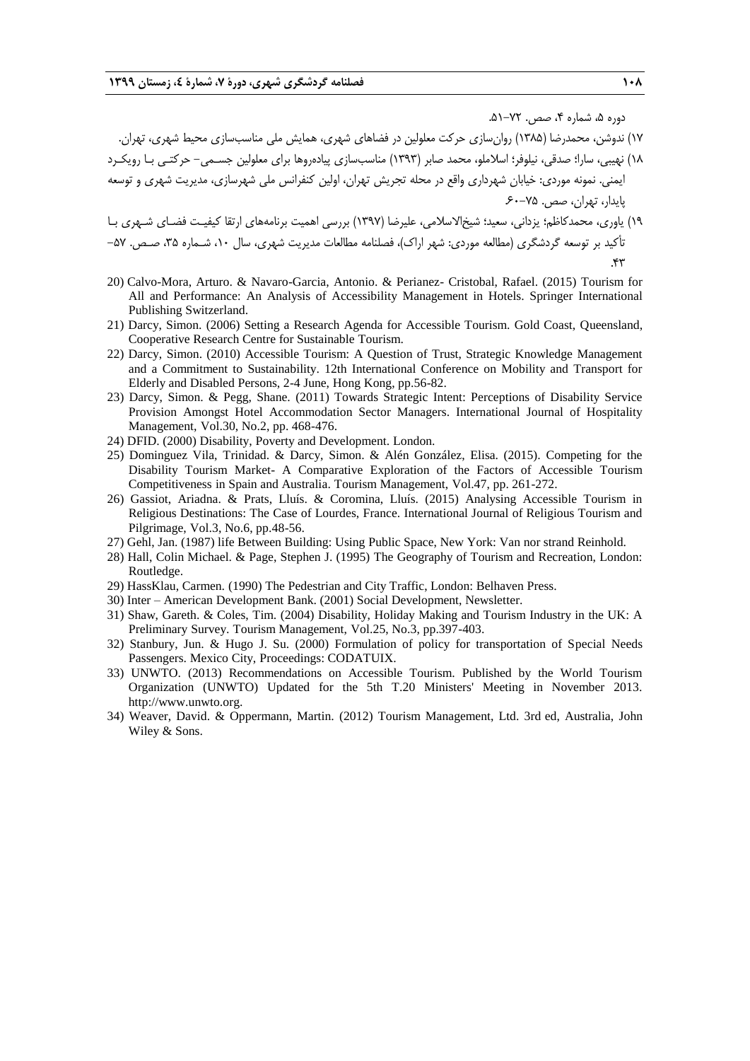دوره ۵، شماره ۴، صص. ۷۲-۵۱.

۱۷) ندوشن، محمدرضا (۱۳۸۵) روان‌سازی حرکت معلولین در فضاهای شهری، همایش ملی مناسب‌سازی محیط شهری، تهران.

۱۸) نهیبی، سارا؛ صدقی، نیلوفر؛ اسلاملو، محمد صابر (۱۳۹۳) مناسب‌سازی پیاده‌روها برای معلولین جسمی- حرکتی با رویکرد ایمنی. نمونه موردی: خیابان شهرداری واقع در محله تجریش تهران، اولین کنفرانس ملی شهرسازی، مدیریت شهری و توسعه پایدار، تهران، صص. ۷۵-۶۰.

۱۹) یاوری، محمدکاظم؛ یزدانی، سعید؛ شیخ‌الاسلامی، علیرضا (۱۳۹۷) بررسی اهمیت برنامه‌های ارتقا کیفیت فضای شهری با تأکید بر توسعه گردشگری (مطالعه موردی: شهر اراک)، فصلنامه مطالعات مدیریت شهری، سال ۱۰، شماره ۳۵، صص. ۵۷-۴۳.

20) Calvo-Mora, Arturo. & Navaro-Garcia, Antonio. & Perianez- Cristobal, Rafael. (2015) Tourism for All and Performance: An Analysis of Accessibility Management in Hotels. Springer International Publishing Switzerland.

21) Darcy, Simon. (2006) Setting a Research Agenda for Accessible Tourism. Gold Coast, Queensland, Cooperative Research Centre for Sustainable Tourism.

22) Darcy, Simon. (2010) Accessible Tourism: A Question of Trust, Strategic Knowledge Management and a Commitment to Sustainability. 12th International Conference on Mobility and Transport for Elderly and Disabled Persons, 2-4 June, Hong Kong, pp.56-82.

23) Darcy, Simon. & Pegg, Shane. (2011) Towards Strategic Intent: Perceptions of Disability Service Provision Amongst Hotel Accommodation Sector Managers. International Journal of Hospitality Management, Vol.30, No.2, pp. 468-476.

24) DFID. (2000) Disability, Poverty and Development. London.

25) Dominguez Vila, Trinidad. & Darcy, Simon. & Alén González, Elisa. (2015). Competing for the Disability Tourism Market- A Comparative Exploration of the Factors of Accessible Tourism Competitiveness in Spain and Australia. Tourism Management, Vol.47, pp. 261-272.

26) Gassiot, Ariadna. & Prats, Lluís. & Coromina, Lluís. (2015) Analysing Accessible Tourism in Religious Destinations: The Case of Lourdes, France. International Journal of Religious Tourism and Pilgrimage, Vol.3, No.6, pp.48-56.

27) Gehl, Jan. (1987) life Between Building: Using Public Space, New York: Van nor strand Reinhold.

28) Hall, Colin Michael. & Page, Stephen J. (1995) The Geography of Tourism and Recreation, London: Routledge.

29) HassKlau, Carmen. (1990) The Pedestrian and City Traffic, London: Belhaven Press.

30) Inter – American Development Bank. (2001) Social Development, Newsletter.

31) Shaw, Gareth. & Coles, Tim. (2004) Disability, Holiday Making and Tourism Industry in the UK: A Preliminary Survey. Tourism Management, Vol.25, No.3, pp.397-403.

32) Stanbury, Jun. & Hugo J. Su. (2000) Formulation of policy for transportation of Special Needs Passengers. Mexico City, Proceedings: CODATUIX.

33) UNWTO. (2013) Recommendations on Accessible Tourism. Published by the World Tourism Organization (UNWTO) Updated for the 5th T.20 Ministers' Meeting in November 2013. http://www.unwto.org.

34) Weaver, David. & Oppermann, Martin. (2012) Tourism Management, Ltd. 3rd ed, Australia, John Wiley & Sons.